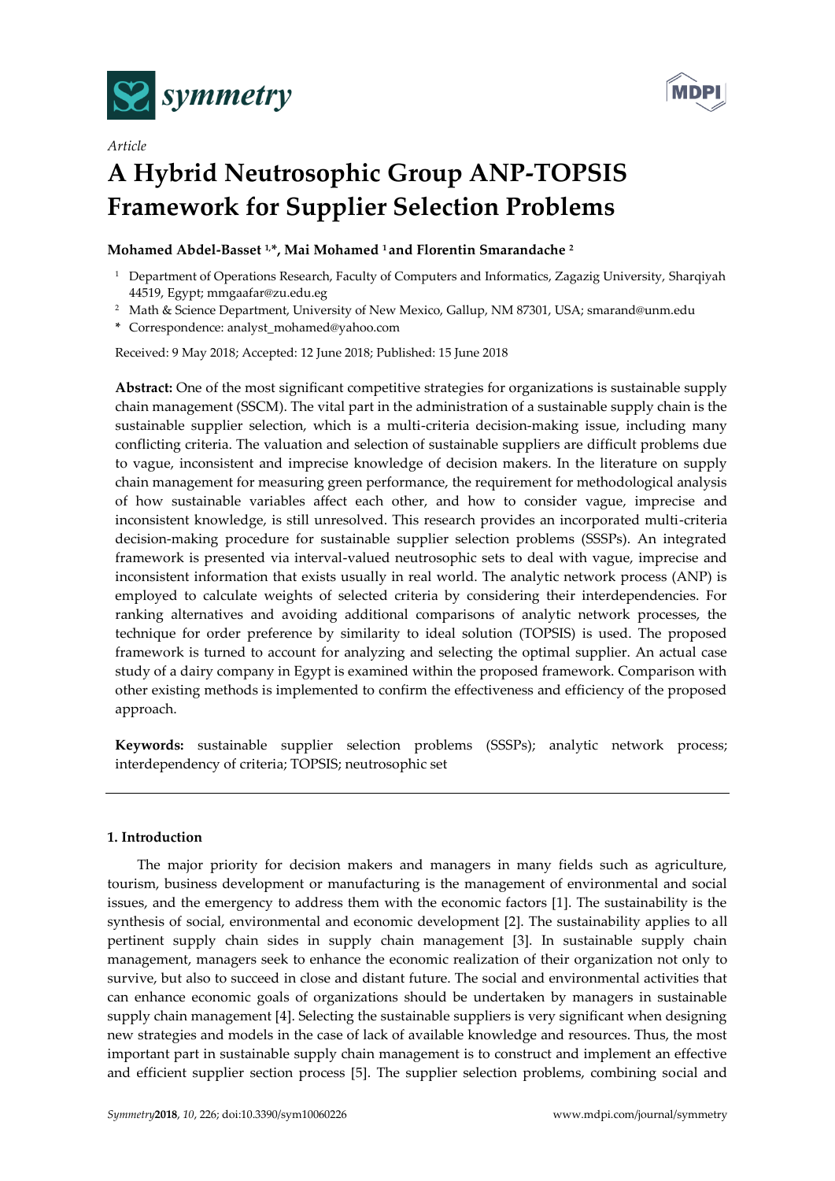*Article*

# A Hybrid Neutrosophic Group ANP-TOPSIS Framework for Supplier Selection Problems

**Mohamed Abdel-Basset [1,*], Mai Mohamed [1] and Florentin Smarandache [2]**

[1] Department of Operations Research, Faculty of Computers and Informatics, Zagazig University, Sharqiyah 44519, Egypt; mmgaafar@zu.edu.eg

[2] Math & Science Department, University of New Mexico, Gallup, NM 87301, USA; smarand@unm.edu

* Correspondence: analyst_mohamed@yahoo.com

Received: 9 May 2018; Accepted: 12 June 2018; Published: 15 June 2018

**Abstract:** One of the most significant competitive strategies for organizations is sustainable supply chain management (SSCM). The vital part in the administration of a sustainable supply chain is the sustainable supplier selection, which is a multi-criteria decision-making issue, including many conflicting criteria. The valuation and selection of sustainable suppliers are difficult problems due to vague, inconsistent and imprecise knowledge of decision makers. In the literature on supply chain management for measuring green performance, the requirement for methodological analysis of how sustainable variables affect each other, and how to consider vague, imprecise and inconsistent knowledge, is still unresolved. This research provides an incorporated multi-criteria decision-making procedure for sustainable supplier selection problems (SSSPs). An integrated framework is presented via interval-valued neutrosophic sets to deal with vague, imprecise and inconsistent information that exists usually in real world. The analytic network process (ANP) is employed to calculate weights of selected criteria by considering their interdependencies. For ranking alternatives and avoiding additional comparisons of analytic network processes, the technique for order preference by similarity to ideal solution (TOPSIS) is used. The proposed framework is turned to account for analyzing and selecting the optimal supplier. An actual case study of a dairy company in Egypt is examined within the proposed framework. Comparison with other existing methods is implemented to confirm the effectiveness and efficiency of the proposed approach.

**Keywords:** sustainable supplier selection problems (SSSPs); analytic network process; interdependency of criteria; TOPSIS; neutrosophic set

## 1. Introduction

The major priority for decision makers and managers in many fields such as agriculture, tourism, business development or manufacturing is the management of environmental and social issues, and the emergency to address them with the economic factors [1]. The sustainability is the synthesis of social, environmental and economic development [2]. The sustainability applies to all pertinent supply chain sides in supply chain management [3]. In sustainable supply chain management, managers seek to enhance the economic realization of their organization not only to survive, but also to succeed in close and distant future. The social and environmental activities that can enhance economic goals of organizations should be undertaken by managers in sustainable supply chain management [4]. Selecting the sustainable suppliers is very significant when designing new strategies and models in the case of lack of available knowledge and resources. Thus, the most important part in sustainable supply chain management is to construct and implement an effective and efficient supplier section process [5]. The supplier selection problems, combining social and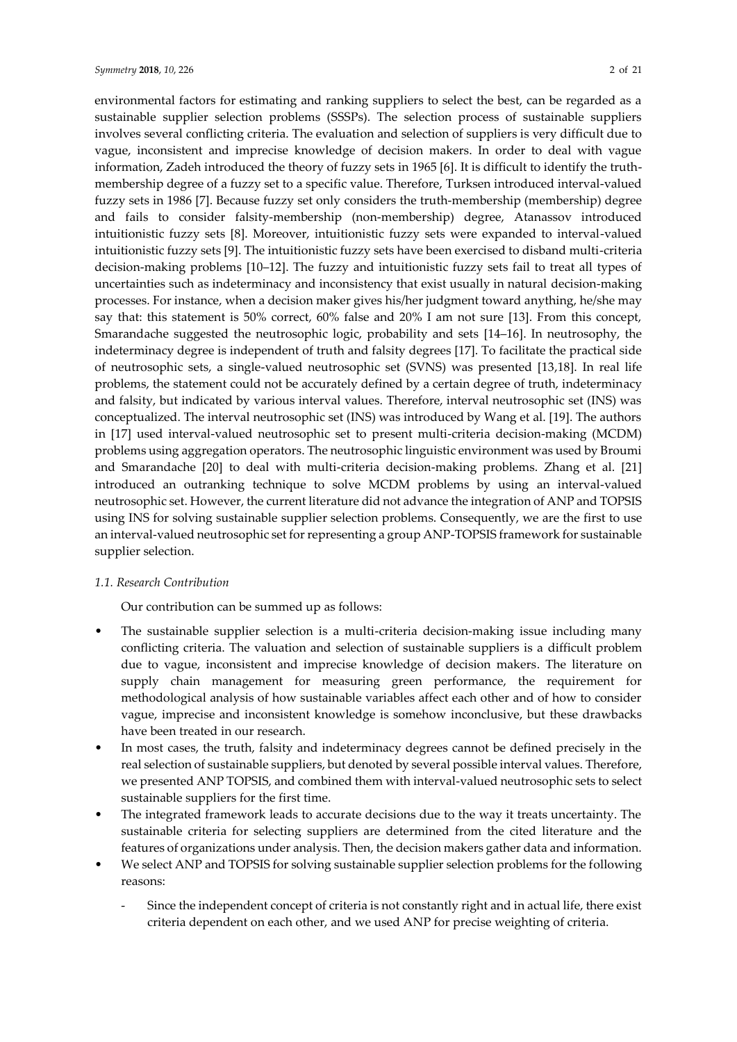environmental factors for estimating and ranking suppliers to select the best, can be regarded as a sustainable supplier selection problems (SSSPs). The selection process of sustainable suppliers involves several conflicting criteria. The evaluation and selection of suppliers is very difficult due to vague, inconsistent and imprecise knowledge of decision makers. In order to deal with vague information, Zadeh introduced the theory of fuzzy sets in 1965 [6]. It is difficult to identify the truth-membership degree of a fuzzy set to a specific value. Therefore, Turksen introduced interval-valued fuzzy sets in 1986 [7]. Because fuzzy set only considers the truth-membership (membership) degree and fails to consider falsity-membership (non-membership) degree, Atanassov introduced intuitionistic fuzzy sets [8]. Moreover, intuitionistic fuzzy sets were expanded to interval-valued intuitionistic fuzzy sets [9]. The intuitionistic fuzzy sets have been exercised to disband multi-criteria decision-making problems [10–12]. The fuzzy and intuitionistic fuzzy sets fail to treat all types of uncertainties such as indeterminacy and inconsistency that exist usually in natural decision-making processes. For instance, when a decision maker gives his/her judgment toward anything, he/she may say that: this statement is 50% correct, 60% false and 20% I am not sure [13]. From this concept, Smarandache suggested the neutrosophic logic, probability and sets [14–16]. In neutrosophy, the indeterminacy degree is independent of truth and falsity degrees [17]. To facilitate the practical side of neutrosophic sets, a single-valued neutrosophic set (SVNS) was presented [13,18]. In real life problems, the statement could not be accurately defined by a certain degree of truth, indeterminacy and falsity, but indicated by various interval values. Therefore, interval neutrosophic set (INS) was conceptualized. The interval neutrosophic set (INS) was introduced by Wang et al. [19]. The authors in [17] used interval-valued neutrosophic set to present multi-criteria decision-making (MCDM) problems using aggregation operators. The neutrosophic linguistic environment was used by Broumi and Smarandache [20] to deal with multi-criteria decision-making problems. Zhang et al. [21] introduced an outranking technique to solve MCDM problems by using an interval-valued neutrosophic set. However, the current literature did not advance the integration of ANP and TOPSIS using INS for solving sustainable supplier selection problems. Consequently, we are the first to use an interval-valued neutrosophic set for representing a group ANP-TOPSIS framework for sustainable supplier selection.

### *1.1. Research Contribution*

Our contribution can be summed up as follows:

- The sustainable supplier selection is a multi-criteria decision-making issue including many conflicting criteria. The valuation and selection of sustainable suppliers is a difficult problem due to vague, inconsistent and imprecise knowledge of decision makers. The literature on supply chain management for measuring green performance, the requirement for methodological analysis of how sustainable variables affect each other and of how to consider vague, imprecise and inconsistent knowledge is somehow inconclusive, but these drawbacks have been treated in our research.
- In most cases, the truth, falsity and indeterminacy degrees cannot be defined precisely in the real selection of sustainable suppliers, but denoted by several possible interval values. Therefore, we presented ANP TOPSIS, and combined them with interval-valued neutrosophic sets to select sustainable suppliers for the first time.
- The integrated framework leads to accurate decisions due to the way it treats uncertainty. The sustainable criteria for selecting suppliers are determined from the cited literature and the features of organizations under analysis. Then, the decision makers gather data and information.
- We select ANP and TOPSIS for solving sustainable supplier selection problems for the following reasons:
    - Since the independent concept of criteria is not constantly right and in actual life, there exist criteria dependent on each other, and we used ANP for precise weighting of criteria.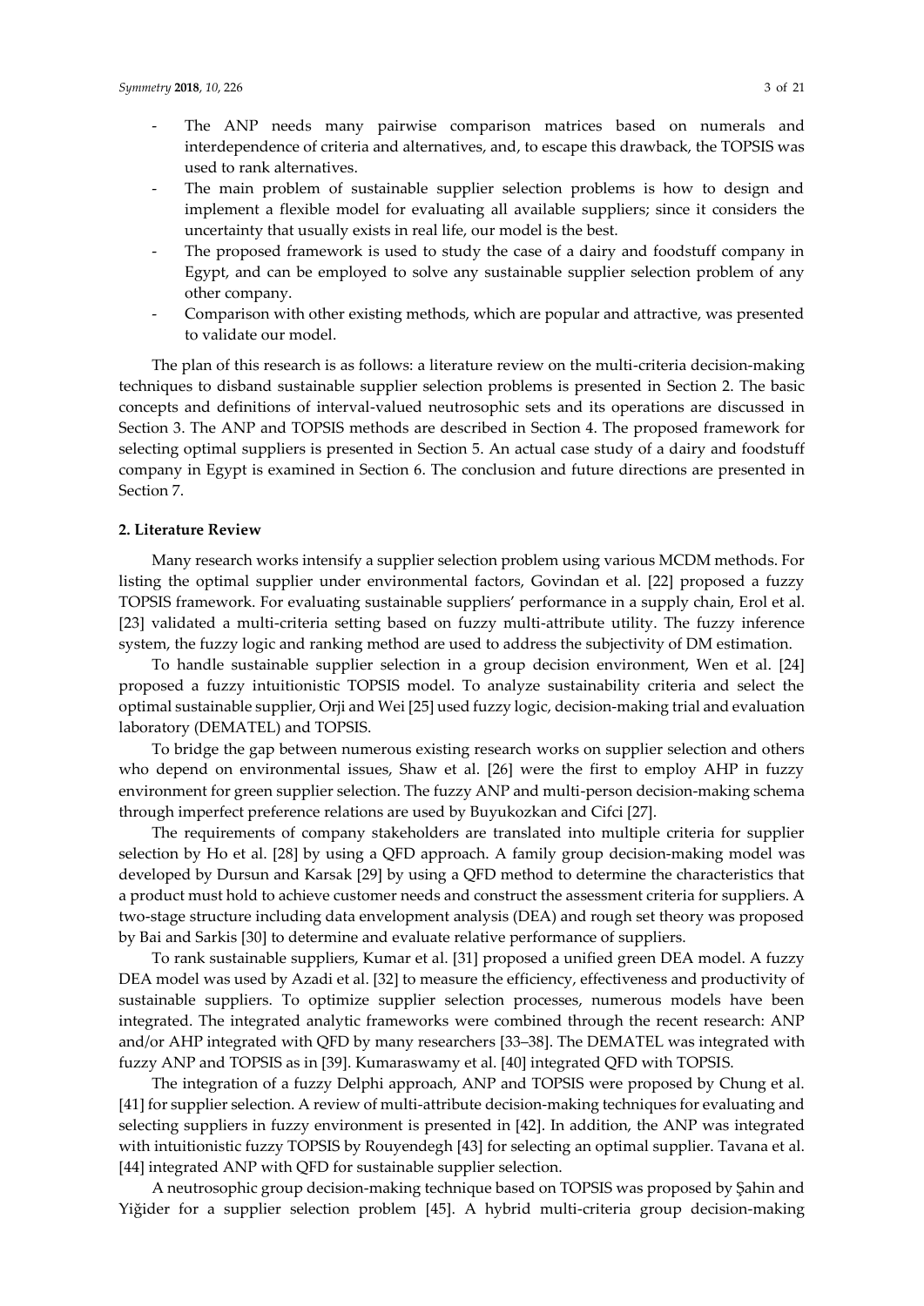- The ANP needs many pairwise comparison matrices based on numerals and interdependence of criteria and alternatives, and, to escape this drawback, the TOPSIS was used to rank alternatives.
- The main problem of sustainable supplier selection problems is how to design and implement a flexible model for evaluating all available suppliers; since it considers the uncertainty that usually exists in real life, our model is the best.
- The proposed framework is used to study the case of a dairy and foodstuff company in Egypt, and can be employed to solve any sustainable supplier selection problem of any other company.
- Comparison with other existing methods, which are popular and attractive, was presented to validate our model.

The plan of this research is as follows: a literature review on the multi-criteria decision-making techniques to disband sustainable supplier selection problems is presented in Section 2. The basic concepts and definitions of interval-valued neutrosophic sets and its operations are discussed in Section 3. The ANP and TOPSIS methods are described in Section 4. The proposed framework for selecting optimal suppliers is presented in Section 5. An actual case study of a dairy and foodstuff company in Egypt is examined in Section 6. The conclusion and future directions are presented in Section 7.

## 2. Literature Review

Many research works intensify a supplier selection problem using various MCDM methods. For listing the optimal supplier under environmental factors, Govindan et al. [22] proposed a fuzzy TOPSIS framework. For evaluating sustainable suppliers' performance in a supply chain, Erol et al. [23] validated a multi-criteria setting based on fuzzy multi-attribute utility. The fuzzy inference system, the fuzzy logic and ranking method are used to address the subjectivity of DM estimation.

To handle sustainable supplier selection in a group decision environment, Wen et al. [24] proposed a fuzzy intuitionistic TOPSIS model. To analyze sustainability criteria and select the optimal sustainable supplier, Orji and Wei [25] used fuzzy logic, decision-making trial and evaluation laboratory (DEMATEL) and TOPSIS.

To bridge the gap between numerous existing research works on supplier selection and others who depend on environmental issues, Shaw et al. [26] were the first to employ AHP in fuzzy environment for green supplier selection. The fuzzy ANP and multi-person decision-making schema through imperfect preference relations are used by Buyukozkan and Cifci [27].

The requirements of company stakeholders are translated into multiple criteria for supplier selection by Ho et al. [28] by using a QFD approach. A family group decision-making model was developed by Dursun and Karsak [29] by using a QFD method to determine the characteristics that a product must hold to achieve customer needs and construct the assessment criteria for suppliers. A two-stage structure including data envelopment analysis (DEA) and rough set theory was proposed by Bai and Sarkis [30] to determine and evaluate relative performance of suppliers.

To rank sustainable suppliers, Kumar et al. [31] proposed a unified green DEA model. A fuzzy DEA model was used by Azadi et al. [32] to measure the efficiency, effectiveness and productivity of sustainable suppliers. To optimize supplier selection processes, numerous models have been integrated. The integrated analytic frameworks were combined through the recent research: ANP and/or AHP integrated with QFD by many researchers [33–38]. The DEMATEL was integrated with fuzzy ANP and TOPSIS as in [39]. Kumaraswamy et al. [40] integrated QFD with TOPSIS.

The integration of a fuzzy Delphi approach, ANP and TOPSIS were proposed by Chung et al. [41] for supplier selection. A review of multi-attribute decision-making techniques for evaluating and selecting suppliers in fuzzy environment is presented in [42]. In addition, the ANP was integrated with intuitionistic fuzzy TOPSIS by Rouyendegh [43] for selecting an optimal supplier. Tavana et al. [44] integrated ANP with QFD for sustainable supplier selection.

A neutrosophic group decision-making technique based on TOPSIS was proposed by Şahin and Yiğider for a supplier selection problem [45]. A hybrid multi-criteria group decision-making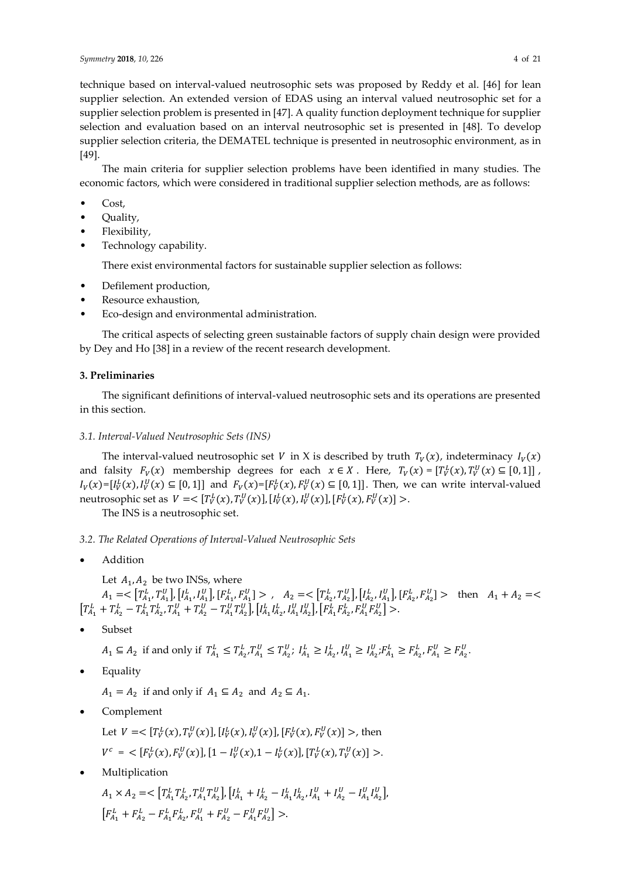technique based on interval-valued neutrosophic sets was proposed by Reddy et al. [46] for lean supplier selection. An extended version of EDAS using an interval valued neutrosophic set for a supplier selection problem is presented in [47]. A quality function deployment technique for supplier selection and evaluation based on an interval neutrosophic set is presented in [48]. To develop supplier selection criteria, the DEMATEL technique is presented in neutrosophic environment, as in [49].

The main criteria for supplier selection problems have been identified in many studies. The economic factors, which were considered in traditional supplier selection methods, are as follows:

- Cost,
- Quality,
- Flexibility,
- Technology capability.

There exist environmental factors for sustainable supplier selection as follows:

- Defilement production,
- Resource exhaustion,
- Eco-design and environmental administration.

The critical aspects of selecting green sustainable factors of supply chain design were provided by Dey and Ho [38] in a review of the recent research development.

## 3. Preliminaries

The significant definitions of interval-valued neutrosophic sets and its operations are presented in this section.

### *3.1. Interval-Valued Neutrosophic Sets (INS)*

The interval-valued neutrosophic set $V$ in X is described by truth $T_V(x)$, indeterminacy $I_V(x)$ and falsity $F_V(x)$ membership degrees for each $x \in X$. Here, $T_V(x) = [T_V^L(x), T_V^U(x) \subseteq [0,1]]$, $I_V(x)=[I_V^L(x), I_V^U(x) \subseteq [0,1]]$ and $F_V(x)=[F_V^L(x), F_V^U(x) \subseteq [0,1]]$. Then, we can write interval-valued neutrosophic set as $V = < [T_V^L(x), T_V^U(x)], [I_V^L(x), I_V^U(x)], [F_V^L(x), F_V^U(x)] >$.

The INS is a neutrosophic set.

### *3.2. The Related Operations of Interval-Valued Neutrosophic Sets*

- Addition

Let $A_1, A_2$ be two INSs, where $A_1 = < [T_{A_1}^L, T_{A_1}^U], [I_{A_1}^L, I_{A_1}^U], [F_{A_1}^L, F_{A_1}^U] >$, $A_2 = < [T_{A_2}^L, T_{A_2}^U], [I_{A_2}^L, I_{A_1}^U], [F_{A_2}^L, F_{A_2}^U] >$ then $A_1 + A_2 = < [T_{A_1}^L + T_{A_2}^L - T_{A_1}^L T_{A_2}^L, T_{A_1}^U + T_{A_2}^U - T_{A_1}^U T_{A_2}^U], [I_{A_1}^L I_{A_2}^L, I_{A_1}^U I_{A_2}^U], [F_{A_1}^L F_{A_2}^L, F_{A_1}^U F_{A_2}^U] >$.

- Subset

$A_1 \subseteq A_2$ if and only if $T_{A_1}^L \leq T_{A_2}^L, T_{A_1}^U \leq T_{A_2}^U;\ I_{A_1}^L \geq I_{A_2}^L, I_{A_1}^U \geq I_{A_2}^U; F_{A_1}^L \geq F_{A_2}^L, F_{A_1}^U \geq F_{A_2}^U$.

- Equality

$A_1 = A_2$ if and only if $A_1 \subseteq A_2$ and $A_2 \subseteq A_1$.

- Complement

Let $V = < [T_V^L(x), T_V^U(x)], [I_V^L(x), I_V^U(x)], [F_V^L(x), F_V^U(x)] >$, then

$V^c = < [F_V^L(x), F_V^U(x)], [1 - I_V^U(x), 1 - I_V^L(x)], [T_V^L(x), T_V^U(x)] >$.

- Multiplication

$A_1 \times A_2 = < [T_{A_1}^L T_{A_2}^L, T_{A_1}^U T_{A_2}^U], [I_{A_1}^L + I_{A_2}^L - I_{A_1}^L I_{A_2}^L, I_{A_1}^U + I_{A_2}^U - I_{A_1}^U I_{A_2}^U],$
$[F_{A_1}^L + F_{A_2}^L - F_{A_1}^L F_{A_2}^L, F_{A_1}^U + F_{A_2}^U - F_{A_1}^U F_{A_2}^U] >$.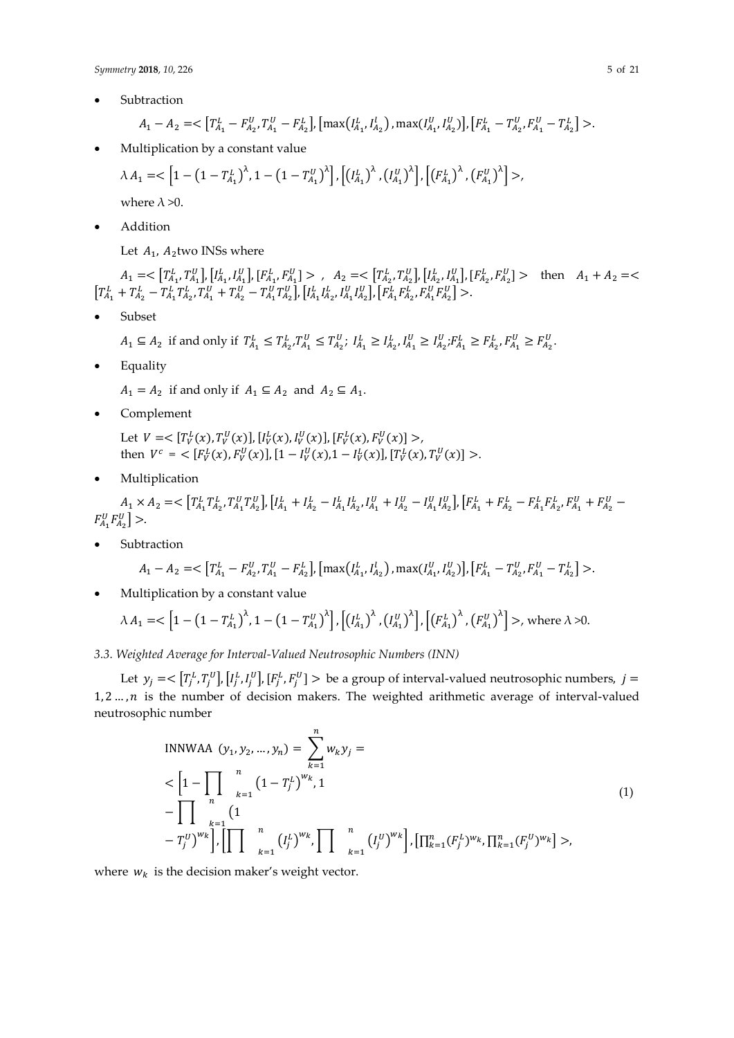- Subtraction

$$A_1 - A_2 = < \left[T_{A_1}^L - F_{A_2}^U, T_{A_1}^U - F_{A_2}^L\right], \left[\max\left(I_{A_1}^L, I_{A_2}^l\right), \max(I_{A_1}^U, I_{A_2}^U)\right], \left[F_{A_1}^L - T_{A_2}^U, F_{A_1}^U - T_{A_2}^L\right] >.$$

- Multiplication by a constant value

$$\lambda A_1 = < \left[1 - \left(1 - T_{A_1}^L\right)^\lambda, 1 - \left(1 - T_{A_1}^U\right)^\lambda\right], \left[\left(I_{A_1}^L\right)^\lambda, \left(I_{A_1}^U\right)^\lambda\right], \left[\left(F_{A_1}^L\right)^\lambda, \left(F_{A_1}^U\right)^\lambda\right] >,$$

where $\lambda > 0$.

- Addition

Let $A_1$, $A_2$ two INSs where

$A_1 = < \left[T_{A_1}^L, T_{A_1}^U\right], \left[I_{A_1}^L, I_{A_1}^U\right], [F_{A_1}^L, F_{A_1}^U] >$, $A_2 = < \left[T_{A_2}^L, T_{A_2}^U\right], \left[I_{A_2}^L, I_{A_1}^U\right], [F_{A_2}^L, F_{A_2}^U] >$ then $A_1 + A_2 = < \left[T_{A_1}^L + T_{A_2}^L - T_{A_1}^L T_{A_2}^L, T_{A_1}^U + T_{A_2}^U - T_{A_1}^U T_{A_2}^U\right], \left[I_{A_1}^L I_{A_2}^L, I_{A_1}^U I_{A_2}^U\right], \left[F_{A_1}^L F_{A_2}^L, F_{A_1}^U F_{A_2}^U\right] >$.

- Subset

$A_1 \subseteq A_2$ if and only if $T_{A_1}^L \le T_{A_2}^L, T_{A_1}^U \le T_{A_2}^U$; $I_{A_1}^L \ge I_{A_2}^L, I_{A_1}^U \ge I_{A_2}^U$; $F_{A_1}^L \ge F_{A_2}^L, F_{A_1}^U \ge F_{A_2}^U$.

- Equality

$A_1 = A_2$ if and only if $A_1 \subseteq A_2$ and $A_2 \subseteq A_1$.

- Complement

Let $V = < [T_V^L(x), T_V^U(x)], [I_V^L(x), I_V^U(x)], [F_V^L(x), F_V^U(x)] >$,
then $V^c = < [F_V^L(x), F_V^U(x)], [1 - I_V^U(x), 1 - I_V^L(x)], [T_V^L(x), T_V^U(x)] >$.

- Multiplication

$A_1 \times A_2 = < \left[T_{A_1}^L T_{A_2}^L, T_{A_1}^U T_{A_2}^U\right], \left[I_{A_1}^L + I_{A_2}^L - I_{A_1}^L I_{A_2}^L, I_{A_1}^U + I_{A_2}^U - I_{A_1}^U I_{A_2}^U\right], \left[F_{A_1}^L + F_{A_2}^L - F_{A_1}^L F_{A_2}^L, F_{A_1}^U + F_{A_2}^U - F_{A_1}^U F_{A_2}^U\right] >$.

- Subtraction

$$A_1 - A_2 = < \left[T_{A_1}^L - F_{A_2}^U, T_{A_1}^U - F_{A_2}^L\right], \left[\max\left(I_{A_1}^L, I_{A_2}^l\right), \max(I_{A_1}^U, I_{A_2}^U)\right], \left[F_{A_1}^L - T_{A_2}^U, F_{A_1}^U - T_{A_2}^L\right] >.$$

- Multiplication by a constant value

$$\lambda A_1 = < \left[1 - \left(1 - T_{A_1}^L\right)^\lambda, 1 - \left(1 - T_{A_1}^U\right)^\lambda\right], \left[\left(I_{A_1}^L\right)^\lambda, \left(I_{A_1}^U\right)^\lambda\right], \left[\left(F_{A_1}^L\right)^\lambda, \left(F_{A_1}^U\right)^\lambda\right] >, \text{ where } \lambda > 0.$$

### *3.3. Weighted Average for Interval-Valued Neutrosophic Numbers (INN)*

Let $y_j = < \left[T_j^L, T_j^U\right], \left[I_j^L, I_j^U\right], [F_j^L, F_j^U] >$ be a group of interval-valued neutrosophic numbers, $j = 1, 2 \ldots, n$ is the number of decision makers. The weighted arithmetic average of interval-valued neutrosophic number

$$\begin{aligned} \text{INNWAA } (y_1, y_2, \ldots, y_n) &= \sum_{k=1}^{n} w_k y_j = \\ &< \left[1 - \prod_{k=1}^{n} \left(1 - T_j^L\right)^{w_k}, 1 - \prod_{k=1}^{n} \left(1 - T_j^U\right)^{w_k}\right], \left[\prod_{k=1}^{n} \left(I_j^L\right)^{w_k}, \prod_{k=1}^{n} \left(I_j^U\right)^{w_k}\right], \left[\prod_{k=1}^{n} (F_j^L)^{w_k}, \prod_{k=1}^{n} (F_j^U)^{w_k}\right] >, \end{aligned} \tag{1}$$

where $w_k$ is the decision maker's weight vector.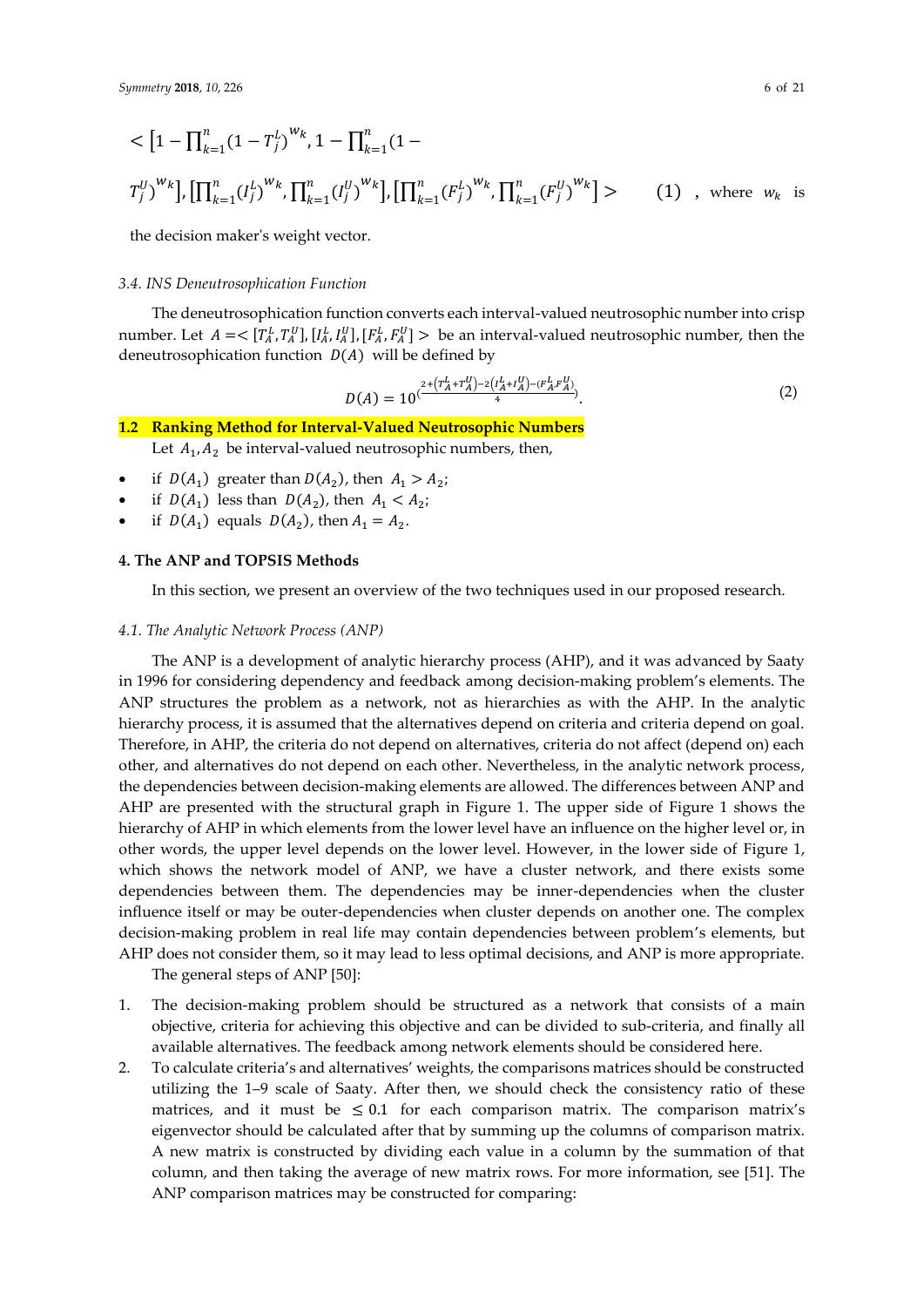$$< \left[1-\prod_{k=1}^{n}(1-T_j^L)^{w_k}, 1-\prod_{k=1}^{n}(1-T_j^U)^{w_k}\right], \left[\prod_{k=1}^{n}(I_j^L)^{w_k}, \prod_{k=1}^{n}(I_j^U)^{w_k}\right], \left[\prod_{k=1}^{n}(F_j^L)^{w_k}, \prod_{k=1}^{n}(F_j^U)^{w_k}\right] > \quad (1)$$

, where $w_k$ is the decision maker's weight vector.

### *3.4. INS Deneutrosophication Function*

The deneutrosophication function converts each interval-valued neutrosophic number into crisp number. Let $A =< [T_A^L, T_A^U], [I_A^L, I_A^U], [F_A^L, F_A^U] >$ be an interval-valued neutrosophic number, then the deneutrosophication function $D(A)$ will be defined by

$$D(A) = 10^{\left(\frac{2+\left(T_A^L+T_A^U\right)-2\left(I_A^L+I_A^U\right)-\left(F_A^L, F_A^U\right)}{4}\right)}. \quad (2)$$

### 1.2 Ranking Method for Interval-Valued Neutrosophic Numbers

Let $A_1, A_2$ be interval-valued neutrosophic numbers, then,

- if $D(A_1)$ greater than $D(A_2)$, then $A_1 > A_2$;
- if $D(A_1)$ less than $D(A_2)$, then $A_1 < A_2$;
- if $D(A_1)$ equals $D(A_2)$, then $A_1 = A_2$.

## 4. The ANP and TOPSIS Methods

In this section, we present an overview of the two techniques used in our proposed research.

### *4.1. The Analytic Network Process (ANP)*

The ANP is a development of analytic hierarchy process (AHP), and it was advanced by Saaty in 1996 for considering dependency and feedback among decision-making problem's elements. The ANP structures the problem as a network, not as hierarchies as with the AHP. In the analytic hierarchy process, it is assumed that the alternatives depend on criteria and criteria depend on goal. Therefore, in AHP, the criteria do not depend on alternatives, criteria do not affect (depend on) each other, and alternatives do not depend on each other. Nevertheless, in the analytic network process, the dependencies between decision-making elements are allowed. The differences between ANP and AHP are presented with the structural graph in Figure 1. The upper side of Figure 1 shows the hierarchy of AHP in which elements from the lower level have an influence on the higher level or, in other words, the upper level depends on the lower level. However, in the lower side of Figure 1, which shows the network model of ANP, we have a cluster network, and there exists some dependencies between them. The dependencies may be inner-dependencies when the cluster influence itself or may be outer-dependencies when cluster depends on another one. The complex decision-making problem in real life may contain dependencies between problem's elements, but AHP does not consider them, so it may lead to less optimal decisions, and ANP is more appropriate.

The general steps of ANP [50]:

1. The decision-making problem should be structured as a network that consists of a main objective, criteria for achieving this objective and can be divided to sub-criteria, and finally all available alternatives. The feedback among network elements should be considered here.
2. To calculate criteria's and alternatives' weights, the comparisons matrices should be constructed utilizing the 1–9 scale of Saaty. After then, we should check the consistency ratio of these matrices, and it must be $\leq 0.1$ for each comparison matrix. The comparison matrix's eigenvector should be calculated after that by summing up the columns of comparison matrix. A new matrix is constructed by dividing each value in a column by the summation of that column, and then taking the average of new matrix rows. For more information, see [51]. The ANP comparison matrices may be constructed for comparing: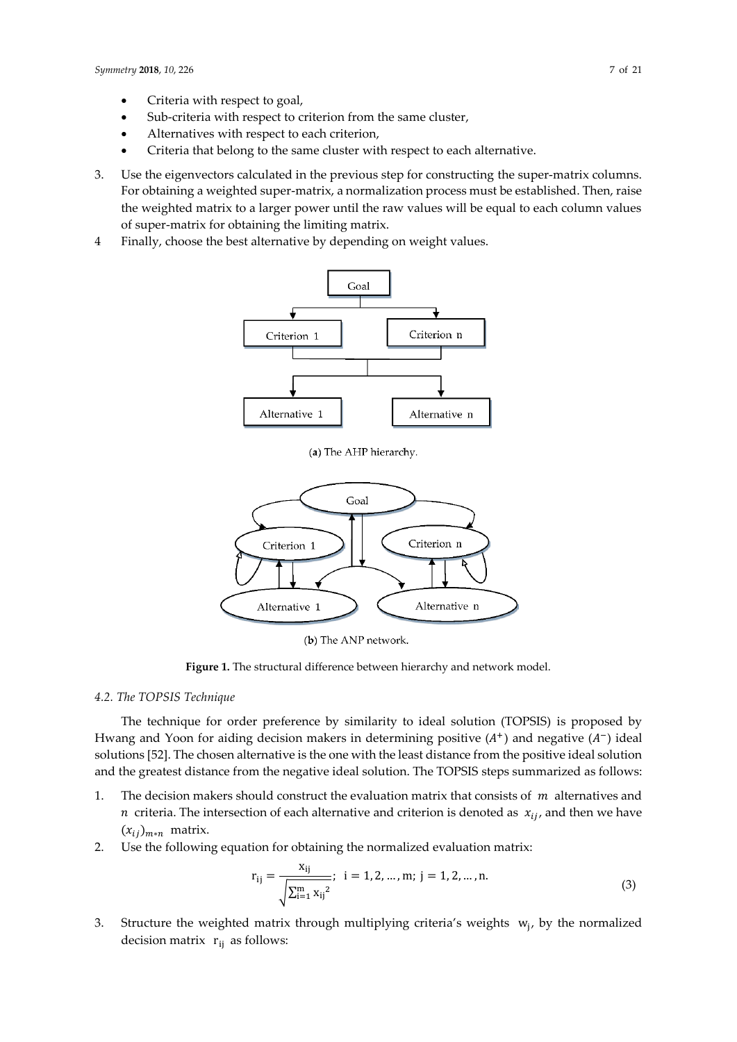- Criteria with respect to goal,
- Sub-criteria with respect to criterion from the same cluster,
- Alternatives with respect to each criterion,
- Criteria that belong to the same cluster with respect to each alternative.

3. Use the eigenvectors calculated in the previous step for constructing the super-matrix columns. For obtaining a weighted super-matrix, a normalization process must be established. Then, raise the weighted matrix to a larger power until the raw values will be equal to each column values of super-matrix for obtaining the limiting matrix.
4. Finally, choose the best alternative by depending on weight values.

(**a**) The AHP hierarchy.

(**b**) The ANP network.

**Figure 1.** The structural difference between hierarchy and network model.

### *4.2. The TOPSIS Technique*

The technique for order preference by similarity to ideal solution (TOPSIS) is proposed by Hwang and Yoon for aiding decision makers in determining positive ($A^{+}$) and negative ($A^{-}$) ideal solutions [52]. The chosen alternative is the one with the least distance from the positive ideal solution and the greatest distance from the negative ideal solution. The TOPSIS steps summarized as follows:

1. The decision makers should construct the evaluation matrix that consists of $m$ alternatives and $n$ criteria. The intersection of each alternative and criterion is denoted as $x_{ij}$, and then we have $(x_{ij})_{m*n}$ matrix.
2. Use the following equation for obtaining the normalized evaluation matrix:

$$r_{ij} = \frac{x_{ij}}{\sqrt{\sum_{i=1}^{m} {x_{ij}}^{2}}};\ \ i = 1, 2, \ldots, m;\ j = 1, 2, \ldots, n. \tag{3}$$

3. Structure the weighted matrix through multiplying criteria's weights $w_j$, by the normalized decision matrix $r_{ij}$ as follows: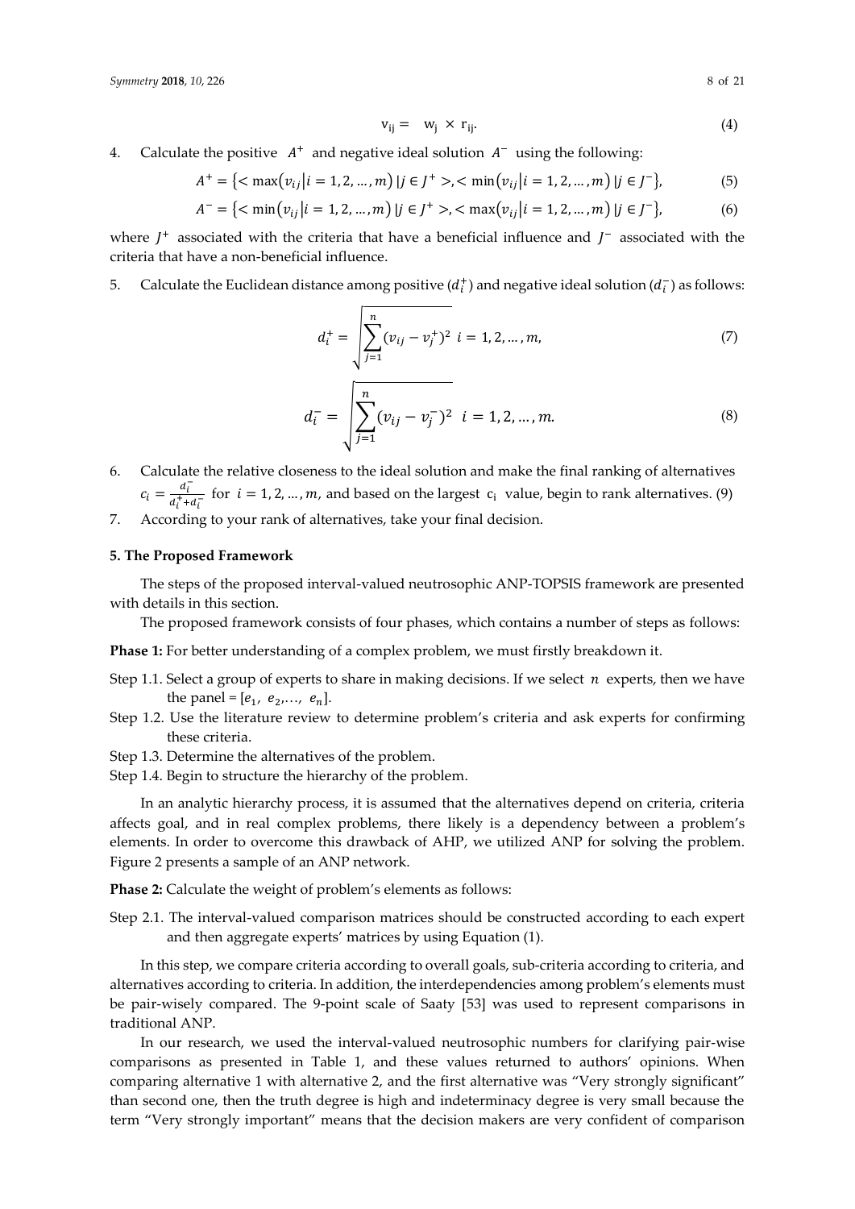$$v_{ij} = w_j \times r_{ij}. \tag{4}$$

4. Calculate the positive $A^+$ and negative ideal solution $A^-$ using the following:

$$A^+ = \{< \max(v_{ij} | i = 1, 2, \ldots, m) \,|\, j \in J^+ >, < \min(v_{ij} | i = 1, 2, \ldots, m) \,|\, j \in J^-\}, \tag{5}$$

$$A^- = \{< \min(v_{ij} | i = 1, 2, \ldots, m) \,|\, j \in J^+ >, < \max(v_{ij} | i = 1, 2, \ldots, m) \,|\, j \in J^-\}, \tag{6}$$

where $J^+$ associated with the criteria that have a beneficial influence and $J^-$ associated with the criteria that have a non-beneficial influence.

5. Calculate the Euclidean distance among positive ($d_i^+$) and negative ideal solution ($d_i^-$) as follows:

$$d_i^+ = \sqrt{\sum_{j=1}^{n} (v_{ij} - v_j^+)^2} \;\; i = 1, 2, \ldots, m, \tag{7}$$

$$d_i^- = \sqrt{\sum_{j=1}^{n} (v_{ij} - v_j^-)^2} \;\; i = 1, 2, \ldots, m. \tag{8}$$

6. Calculate the relative closeness to the ideal solution and make the final ranking of alternatives $c_i = \frac{d_i^-}{d_i^+ + d_i^-}$ for $i = 1, 2, \ldots, m$, and based on the largest $c_i$ value, begin to rank alternatives. (9)
7. According to your rank of alternatives, take your final decision.

## 5. The Proposed Framework

The steps of the proposed interval-valued neutrosophic ANP-TOPSIS framework are presented with details in this section.

The proposed framework consists of four phases, which contains a number of steps as follows:

**Phase 1:** For better understanding of a complex problem, we must firstly breakdown it.

Step 1.1. Select a group of experts to share in making decisions. If we select $n$ experts, then we have the panel = [$e_1$, $e_2$,…, $e_n$].

Step 1.2. Use the literature review to determine problem's criteria and ask experts for confirming these criteria.

Step 1.3. Determine the alternatives of the problem.

Step 1.4. Begin to structure the hierarchy of the problem.

In an analytic hierarchy process, it is assumed that the alternatives depend on criteria, criteria affects goal, and in real complex problems, there likely is a dependency between a problem's elements. In order to overcome this drawback of AHP, we utilized ANP for solving the problem. Figure 2 presents a sample of an ANP network.

**Phase 2:** Calculate the weight of problem's elements as follows:

Step 2.1. The interval-valued comparison matrices should be constructed according to each expert and then aggregate experts' matrices by using Equation (1).

In this step, we compare criteria according to overall goals, sub-criteria according to criteria, and alternatives according to criteria. In addition, the interdependencies among problem's elements must be pair-wisely compared. The 9-point scale of Saaty [53] was used to represent comparisons in traditional ANP.

In our research, we used the interval-valued neutrosophic numbers for clarifying pair-wise comparisons as presented in Table 1, and these values returned to authors' opinions. When comparing alternative 1 with alternative 2, and the first alternative was "Very strongly significant" than second one, then the truth degree is high and indeterminacy degree is very small because the term "Very strongly important" means that the decision makers are very confident of comparison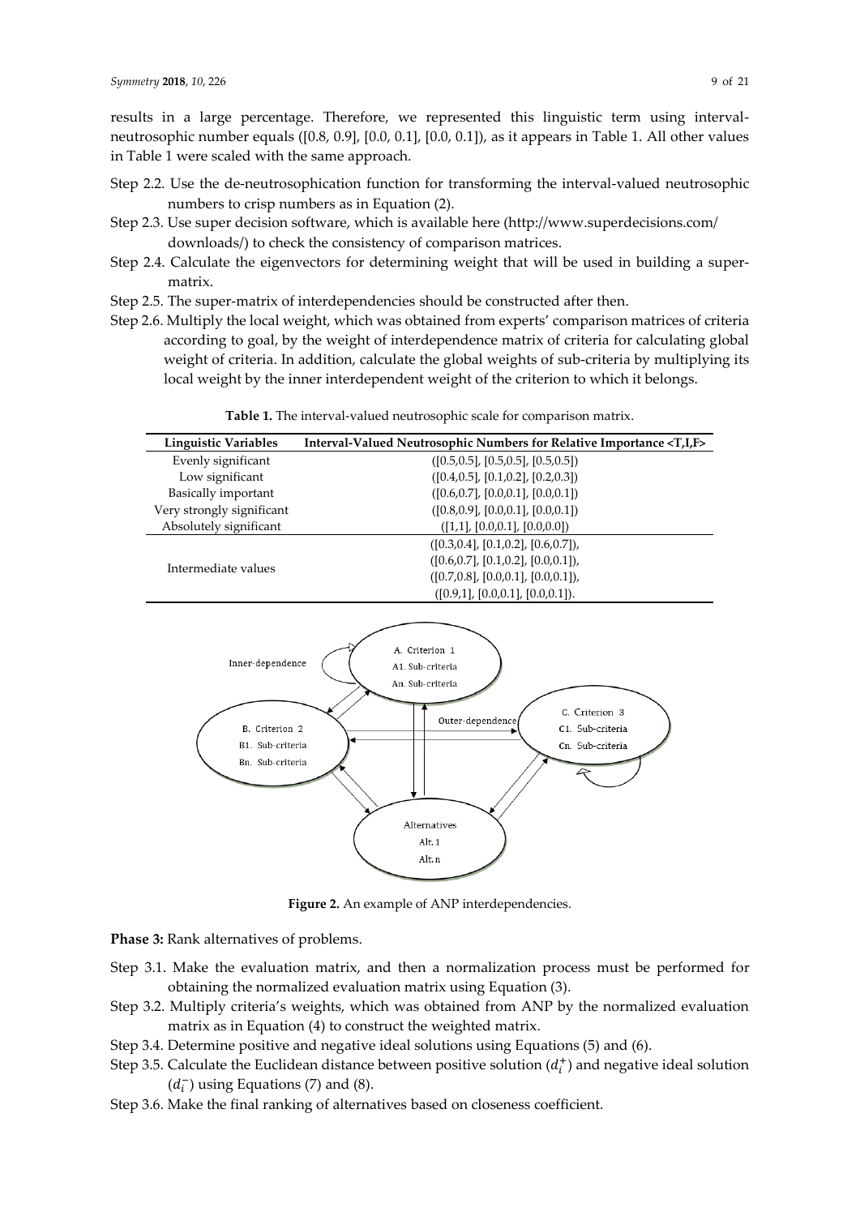results in a large percentage. Therefore, we represented this linguistic term using interval-neutrosophic number equals ([0.8, 0.9], [0.0, 0.1], [0.0, 0.1]), as it appears in Table 1. All other values in Table 1 were scaled with the same approach.

- Step 2.2. Use the de-neutrosophication function for transforming the interval-valued neutrosophic numbers to crisp numbers as in Equation (2).
- Step 2.3. Use super decision software, which is available here (http://www.superdecisions.com/downloads/) to check the consistency of comparison matrices.
- Step 2.4. Calculate the eigenvectors for determining weight that will be used in building a super-matrix.
- Step 2.5. The super-matrix of interdependencies should be constructed after then.
- Step 2.6. Multiply the local weight, which was obtained from experts' comparison matrices of criteria according to goal, by the weight of interdependence matrix of criteria for calculating global weight of criteria. In addition, calculate the global weights of sub-criteria by multiplying its local weight by the inner interdependent weight of the criterion to which it belongs.

**Table 1.** The interval-valued neutrosophic scale for comparison matrix.

| Linguistic Variables | Interval-Valued Neutrosophic Numbers for Relative Importance <T,I,F> |
|---|---|
| Evenly significant | ([0.5,0.5], [0.5,0.5], [0.5,0.5]) |
| Low significant | ([0.4,0.5], [0.1,0.2], [0.2,0.3]) |
| Basically important | ([0.6,0.7], [0.0,0.1], [0.0,0.1]) |
| Very strongly significant | ([0.8,0.9], [0.0,0.1], [0.0,0.1]) |
| Absolutely significant | ([1,1], [0.0,0.1], [0.0,0.0]) |
| Intermediate values | ([0.3,0.4], [0.1,0.2], [0.6,0.7]), ([0.6,0.7], [0.1,0.2], [0.0,0.1]), ([0.7,0.8], [0.0,0.1], [0.0,0.1]), ([0.9,1], [0.0,0.1], [0.0,0.1]). |

**Figure 2.** An example of ANP interdependencies.

**Phase 3:** Rank alternatives of problems.

- Step 3.1. Make the evaluation matrix, and then a normalization process must be performed for obtaining the normalized evaluation matrix using Equation (3).
- Step 3.2. Multiply criteria's weights, which was obtained from ANP by the normalized evaluation matrix as in Equation (4) to construct the weighted matrix.
- Step 3.4. Determine positive and negative ideal solutions using Equations (5) and (6).
- Step 3.5. Calculate the Euclidean distance between positive solution ($d_i^+$) and negative ideal solution ($d_i^-$) using Equations (7) and (8).
- Step 3.6. Make the final ranking of alternatives based on closeness coefficient.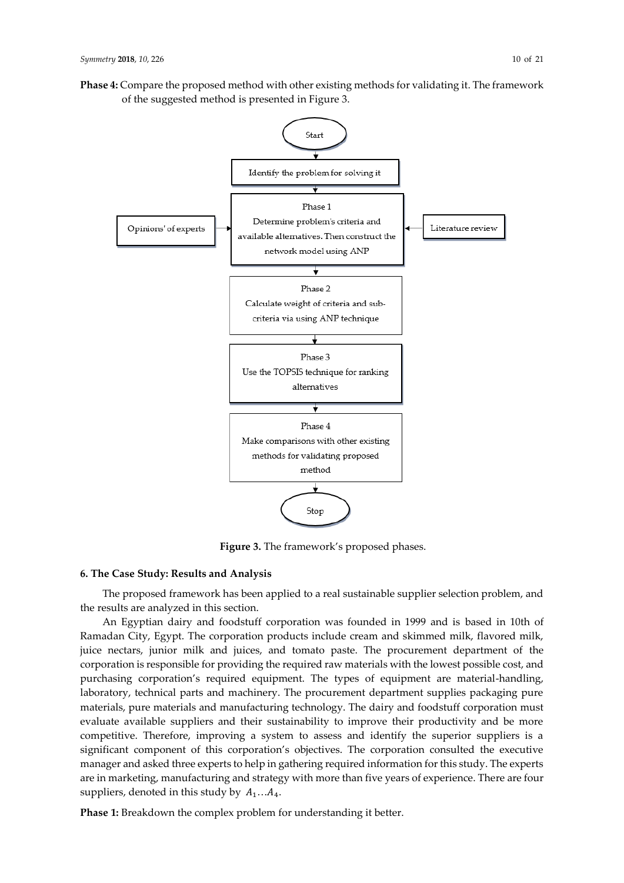**Phase 4:** Compare the proposed method with other existing methods for validating it. The framework of the suggested method is presented in Figure 3.

**Figure 3.** The framework's proposed phases.

## 6. The Case Study: Results and Analysis

The proposed framework has been applied to a real sustainable supplier selection problem, and the results are analyzed in this section.

An Egyptian dairy and foodstuff corporation was founded in 1999 and is based in 10th of Ramadan City, Egypt. The corporation products include cream and skimmed milk, flavored milk, juice nectars, junior milk and juices, and tomato paste. The procurement department of the corporation is responsible for providing the required raw materials with the lowest possible cost, and purchasing corporation's required equipment. The types of equipment are material-handling, laboratory, technical parts and machinery. The procurement department supplies packaging pure materials, pure materials and manufacturing technology. The dairy and foodstuff corporation must evaluate available suppliers and their sustainability to improve their productivity and be more competitive. Therefore, improving a system to assess and identify the superior suppliers is a significant component of this corporation's objectives. The corporation consulted the executive manager and asked three experts to help in gathering required information for this study. The experts are in marketing, manufacturing and strategy with more than five years of experience. There are four suppliers, denoted in this study by $A_1 \ldots A_4$.

**Phase 1:** Breakdown the complex problem for understanding it better.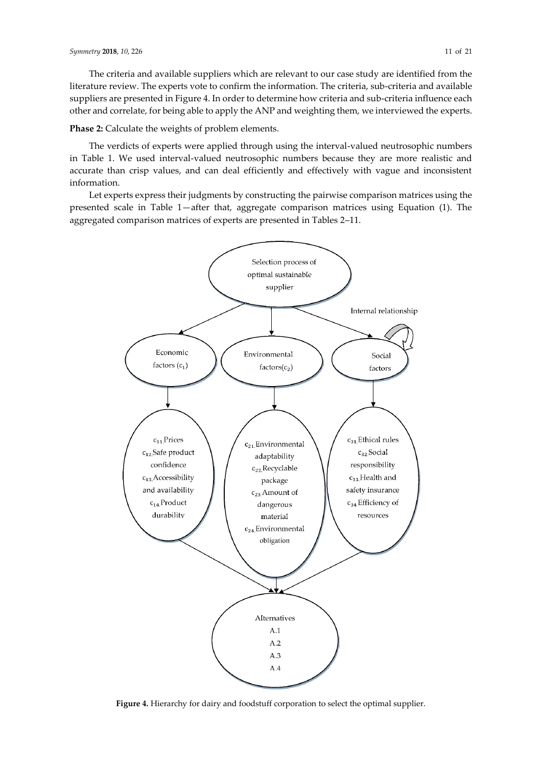The criteria and available suppliers which are relevant to our case study are identified from the literature review. The experts vote to confirm the information. The criteria, sub-criteria and available suppliers are presented in Figure 4. In order to determine how criteria and sub-criteria influence each other and correlate, for being able to apply the ANP and weighting them, we interviewed the experts.

**Phase 2:** Calculate the weights of problem elements.

The verdicts of experts were applied through using the interval-valued neutrosophic numbers in Table 1. We used interval-valued neutrosophic numbers because they are more realistic and accurate than crisp values, and can deal efficiently and effectively with vague and inconsistent information.

Let experts express their judgments by constructing the pairwise comparison matrices using the presented scale in Table 1—after that, aggregate comparison matrices using Equation (1). The aggregated comparison matrices of experts are presented in Tables 2–11.

Selection process of optimal sustainable supplier

Internal relationship

Economic factors ($c_1$)

Environmental factors($c_2$)

Social factors

$c_{11}$ Prices
$c_{12}$ Safe product confidence
$c_{13}$ Accessibility and availability
$c_{14}$ Product durability

$c_{21}$ Environmental adaptability
$c_{22}$ Recyclable package
$c_{23}$ Amount of dangerous material
$c_{24}$ Environmental obligation

$c_{31}$ Ethical rules
$c_{32}$ Social responsibility
$c_{33}$ Health and safety insurance
$c_{34}$ Efficiency of resources

Alternatives
A.1
A.2
A.3
A.4

**Figure 4.** Hierarchy for dairy and foodstuff corporation to select the optimal supplier.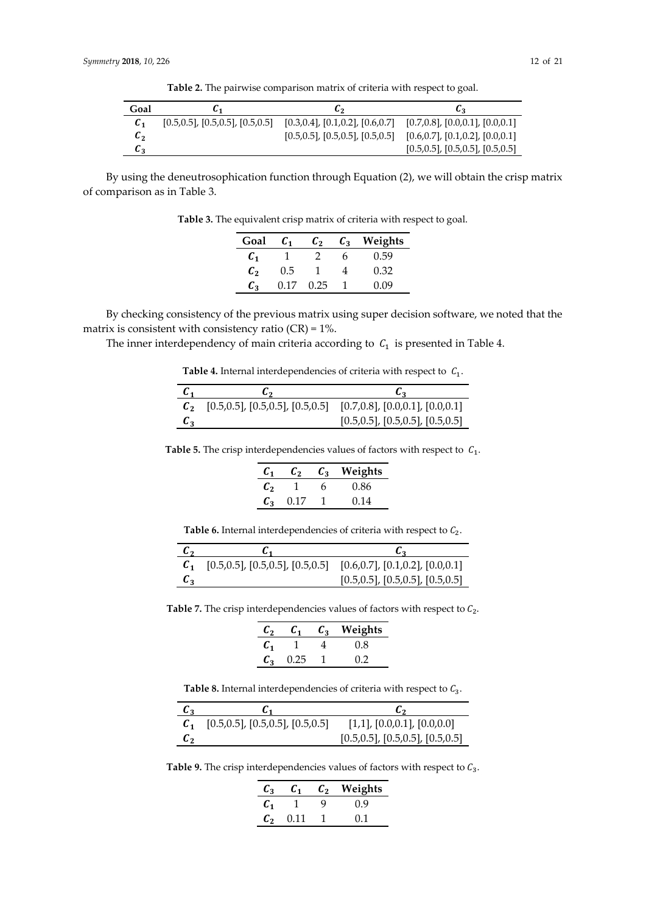**Table 2.** The pairwise comparison matrix of criteria with respect to goal.

| Goal | $C_1$ | $C_2$ | $C_3$ |
|---|---|---|---|
| $C_1$ | [0.5,0.5], [0.5,0.5], [0.5,0.5] | [0.3,0.4], [0.1,0.2], [0.6,0.7] | [0.7,0.8], [0.0,0.1], [0.0,0.1] |
| $C_2$ | | [0.5,0.5], [0.5,0.5], [0.5,0.5] | [0.6,0.7], [0.1,0.2], [0.0,0.1] |
| $C_3$ | | | [0.5,0.5], [0.5,0.5], [0.5,0.5] |

By using the deneutrosophication function through Equation (2), we will obtain the crisp matrix of comparison as in Table 3.

**Table 3.** The equivalent crisp matrix of criteria with respect to goal.

| Goal | $C_1$ | $C_2$ | $C_3$ | Weights |
|---|---|---|---|---|
| $C_1$ | 1 | 2 | 6 | 0.59 |
| $C_2$ | 0.5 | 1 | 4 | 0.32 |
| $C_3$ | 0.17 | 0.25 | 1 | 0.09 |

By checking consistency of the previous matrix using super decision software, we noted that the matrix is consistent with consistency ratio (CR) = 1%.

The inner interdependency of main criteria according to $C_1$ is presented in Table 4.

**Table 4.** Internal interdependencies of criteria with respect to $C_1$.

| $C_1$ | $C_2$ | $C_3$ |
|---|---|---|
| $C_2$ | [0.5,0.5], [0.5,0.5], [0.5,0.5] | [0.7,0.8], [0.0,0.1], [0.0,0.1] |
| $C_3$ | | [0.5,0.5], [0.5,0.5], [0.5,0.5] |

**Table 5.** The crisp interdependencies values of factors with respect to $C_1$.

| $C_1$ | $C_2$ | $C_3$ | Weights |
|---|---|---|---|
| $C_2$ | 1 | 6 | 0.86 |
| $C_3$ | 0.17 | 1 | 0.14 |

**Table 6.** Internal interdependencies of criteria with respect to $C_2$.

| $C_2$ | $C_1$ | $C_3$ |
|---|---|---|
| $C_1$ | [0.5,0.5], [0.5,0.5], [0.5,0.5] | [0.6,0.7], [0.1,0.2], [0.0,0.1] |
| $C_3$ | | [0.5,0.5], [0.5,0.5], [0.5,0.5] |

**Table 7.** The crisp interdependencies values of factors with respect to $C_2$.

| $C_2$ | $C_1$ | $C_3$ | Weights |
|---|---|---|---|
| $C_1$ | 1 | 4 | 0.8 |
| $C_3$ | 0.25 | 1 | 0.2 |

**Table 8.** Internal interdependencies of criteria with respect to $C_3$.

| $C_3$ | $C_1$ | $C_2$ |
|---|---|---|
| $C_1$ | [0.5,0.5], [0.5,0.5], [0.5,0.5] | [1,1], [0.0,0.1], [0.0,0.0] |
| $C_2$ | | [0.5,0.5], [0.5,0.5], [0.5,0.5] |

**Table 9.** The crisp interdependencies values of factors with respect to $C_3$.

| $C_3$ | $C_1$ | $C_2$ | Weights |
|---|---|---|---|
| $C_1$ | 1 | 9 | 0.9 |
| $C_2$ | 0.11 | 1 | 0.1 |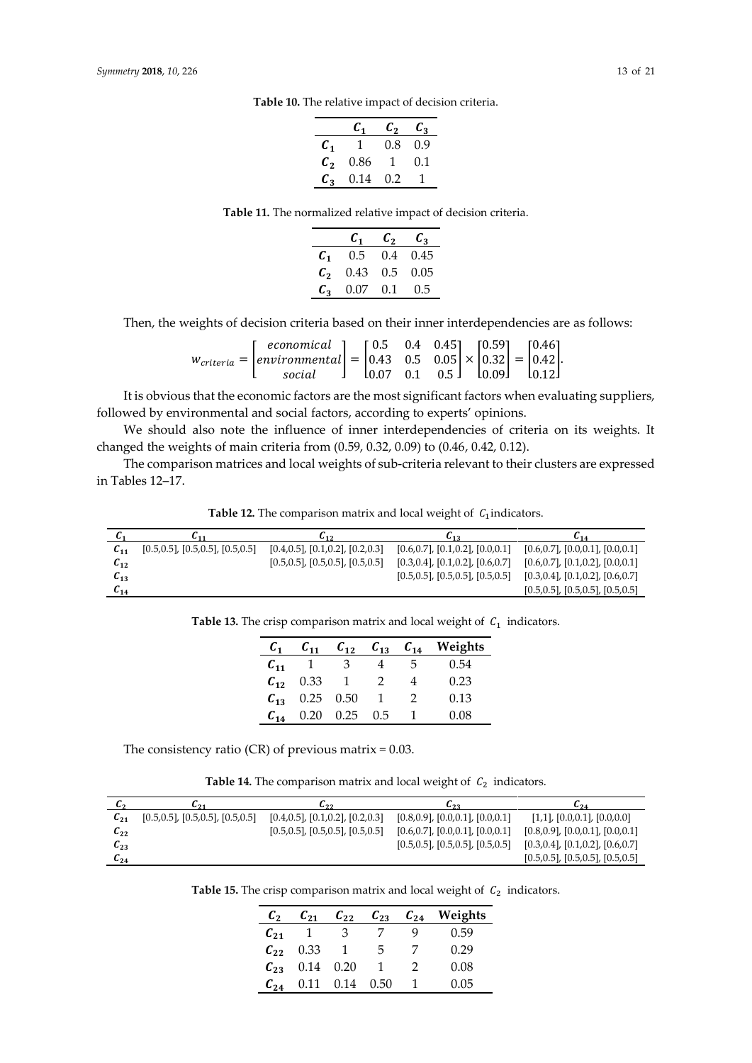**Table 10.** The relative impact of decision criteria.

| | $C_1$ | $C_2$ | $C_3$ |
|---|---|---|---|
| $C_1$ | 1 | 0.8 | 0.9 |
| $C_2$ | 0.86 | 1 | 0.1 |
| $C_3$ | 0.14 | 0.2 | 1 |

**Table 11.** The normalized relative impact of decision criteria.

| | $C_1$ | $C_2$ | $C_3$ |
|---|---|---|---|
| $C_1$ | 0.5 | 0.4 | 0.45 |
| $C_2$ | 0.43 | 0.5 | 0.05 |
| $C_3$ | 0.07 | 0.1 | 0.5 |

Then, the weights of decision criteria based on their inner interdependencies are as follows:

$$w_{criteria} = \begin{bmatrix} economical \\ environmental \\ social \end{bmatrix} = \begin{bmatrix} 0.5 & 0.4 & 0.45 \\ 0.43 & 0.5 & 0.05 \\ 0.07 & 0.1 & 0.5 \end{bmatrix} \times \begin{bmatrix} 0.59 \\ 0.32 \\ 0.09 \end{bmatrix} = \begin{bmatrix} 0.46 \\ 0.42 \\ 0.12 \end{bmatrix}.$$

It is obvious that the economic factors are the most significant factors when evaluating suppliers, followed by environmental and social factors, according to experts' opinions.

We should also note the influence of inner interdependencies of criteria on its weights. It changed the weights of main criteria from (0.59, 0.32, 0.09) to (0.46, 0.42, 0.12).

The comparison matrices and local weights of sub-criteria relevant to their clusters are expressed in Tables 12–17.

**Table 12.** The comparison matrix and local weight of $C_1$ indicators.

| $C_1$ | $C_{11}$ | $C_{12}$ | $C_{13}$ | $C_{14}$ |
|---|---|---|---|---|
| $C_{11}$ | [0.5,0.5], [0.5,0.5], [0.5,0.5] | [0.4,0.5], [0.1,0.2], [0.2,0.3] | [0.6,0.7], [0.1,0.2], [0.0,0.1] | [0.6,0.7], [0.0,0.1], [0.0,0.1] |
| $C_{12}$ | | [0.5,0.5], [0.5,0.5], [0.5,0.5] | [0.3,0.4], [0.1,0.2], [0.6,0.7] | [0.6,0.7], [0.1,0.2], [0.0,0.1] |
| $C_{13}$ | | | [0.5,0.5], [0.5,0.5], [0.5,0.5] | [0.3,0.4], [0.1,0.2], [0.6,0.7] |
| $C_{14}$ | | | | [0.5,0.5], [0.5,0.5], [0.5,0.5] |

**Table 13.** The crisp comparison matrix and local weight of $C_1$ indicators.

| $C_1$ | $C_{11}$ | $C_{12}$ | $C_{13}$ | $C_{14}$ | Weights |
|---|---|---|---|---|---|
| $C_{11}$ | 1 | 3 | 4 | 5 | 0.54 |
| $C_{12}$ | 0.33 | 1 | 2 | 4 | 0.23 |
| $C_{13}$ | 0.25 | 0.50 | 1 | 2 | 0.13 |
| $C_{14}$ | 0.20 | 0.25 | 0.5 | 1 | 0.08 |

The consistency ratio (CR) of previous matrix = 0.03.

**Table 14.** The comparison matrix and local weight of $C_2$ indicators.

| $C_2$ | $C_{21}$ | $C_{22}$ | $C_{23}$ | $C_{24}$ |
|---|---|---|---|---|
| $C_{21}$ | [0.5,0.5], [0.5,0.5], [0.5,0.5] | [0.4,0.5], [0.1,0.2], [0.2,0.3] | [0.8,0.9], [0.0,0.1], [0.0,0.1] | [1,1], [0.0,0.1], [0.0,0.0] |
| $C_{22}$ | | [0.5,0.5], [0.5,0.5], [0.5,0.5] | [0.6,0.7], [0.0,0.1], [0.0,0.1] | [0.8,0.9], [0.0,0.1], [0.0,0.1] |
| $C_{23}$ | | | [0.5,0.5], [0.5,0.5], [0.5,0.5] | [0.3,0.4], [0.1,0.2], [0.6,0.7] |
| $C_{24}$ | | | | [0.5,0.5], [0.5,0.5], [0.5,0.5] |

**Table 15.** The crisp comparison matrix and local weight of $C_2$ indicators.

| $C_2$ | $C_{21}$ | $C_{22}$ | $C_{23}$ | $C_{24}$ | Weights |
|---|---|---|---|---|---|
| $C_{21}$ | 1 | 3 | 7 | 9 | 0.59 |
| $C_{22}$ | 0.33 | 1 | 5 | 7 | 0.29 |
| $C_{23}$ | 0.14 | 0.20 | 1 | 2 | 0.08 |
| $C_{24}$ | 0.11 | 0.14 | 0.50 | 1 | 0.05 |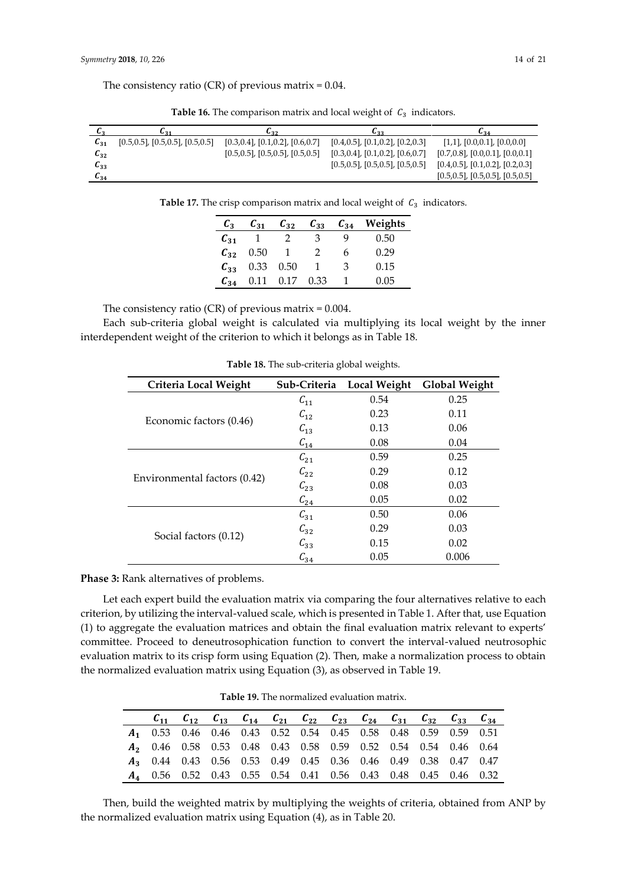The consistency ratio (CR) of previous matrix = 0.04.

**Table 16.** The comparison matrix and local weight of $C_3$ indicators.

| $C_3$ | $C_{31}$ | $C_{32}$ | $C_{33}$ | $C_{34}$ |
|---|---|---|---|---|
| $C_{31}$ | [0.5,0.5], [0.5,0.5], [0.5,0.5] | [0.3,0.4], [0.1,0.2], [0.6,0.7] | [0.4,0.5], [0.1,0.2], [0.2,0.3] | [1,1], [0.0,0.1], [0.0,0.0] |
| $C_{32}$ | | [0.5,0.5], [0.5,0.5], [0.5,0.5] | [0.3,0.4], [0.1,0.2], [0.6,0.7] | [0.7,0.8], [0.0,0.1], [0.0,0.1] |
| $C_{33}$ | | | [0.5,0.5], [0.5,0.5], [0.5,0.5] | [0.4,0.5], [0.1,0.2], [0.2,0.3] |
| $C_{34}$ | | | | [0.5,0.5], [0.5,0.5], [0.5,0.5] |

**Table 17.** The crisp comparison matrix and local weight of $C_3$ indicators.

| $C_3$ | $C_{31}$ | $C_{32}$ | $C_{33}$ | $C_{34}$ | Weights |
|---|---|---|---|---|---|
| $C_{31}$ | 1 | 2 | 3 | 9 | 0.50 |
| $C_{32}$ | 0.50 | 1 | 2 | 6 | 0.29 |
| $C_{33}$ | 0.33 | 0.50 | 1 | 3 | 0.15 |
| $C_{34}$ | 0.11 | 0.17 | 0.33 | 1 | 0.05 |

The consistency ratio (CR) of previous matrix = 0.004.

Each sub-criteria global weight is calculated via multiplying its local weight by the inner interdependent weight of the criterion to which it belongs as in Table 18.

**Table 18.** The sub-criteria global weights.

| Criteria Local Weight | Sub-Criteria | Local Weight | Global Weight |
|---|---|---|---|
| Economic factors (0.46) | $C_{11}$ | 0.54 | 0.25 |
| | $C_{12}$ | 0.23 | 0.11 |
| | $C_{13}$ | 0.13 | 0.06 |
| | $C_{14}$ | 0.08 | 0.04 |
| Environmental factors (0.42) | $C_{21}$ | 0.59 | 0.25 |
| | $C_{22}$ | 0.29 | 0.12 |
| | $C_{23}$ | 0.08 | 0.03 |
| | $C_{24}$ | 0.05 | 0.02 |
| Social factors (0.12) | $C_{31}$ | 0.50 | 0.06 |
| | $C_{32}$ | 0.29 | 0.03 |
| | $C_{33}$ | 0.15 | 0.02 |
| | $C_{34}$ | 0.05 | 0.006 |

**Phase 3:** Rank alternatives of problems.

Let each expert build the evaluation matrix via comparing the four alternatives relative to each criterion, by utilizing the interval-valued scale, which is presented in Table 1. After that, use Equation (1) to aggregate the evaluation matrices and obtain the final evaluation matrix relevant to experts' committee. Proceed to deneutrosophication function to convert the interval-valued neutrosophic evaluation matrix to its crisp form using Equation (2). Then, make a normalization process to obtain the normalized evaluation matrix using Equation (3), as observed in Table 19.

**Table 19.** The normalized evaluation matrix.

| | $C_{11}$ | $C_{12}$ | $C_{13}$ | $C_{14}$ | $C_{21}$ | $C_{22}$ | $C_{23}$ | $C_{24}$ | $C_{31}$ | $C_{32}$ | $C_{33}$ | $C_{34}$ |
|---|---|---|---|---|---|---|---|---|---|---|---|---|
| $A_1$ | 0.53 | 0.46 | 0.46 | 0.43 | 0.52 | 0.54 | 0.45 | 0.58 | 0.48 | 0.59 | 0.59 | 0.51 |
| $A_2$ | 0.46 | 0.58 | 0.53 | 0.48 | 0.43 | 0.58 | 0.59 | 0.52 | 0.54 | 0.54 | 0.46 | 0.64 |
| $A_3$ | 0.44 | 0.43 | 0.56 | 0.53 | 0.49 | 0.45 | 0.36 | 0.46 | 0.49 | 0.38 | 0.47 | 0.47 |
| $A_4$ | 0.56 | 0.52 | 0.43 | 0.55 | 0.54 | 0.41 | 0.56 | 0.43 | 0.48 | 0.45 | 0.46 | 0.32 |

Then, build the weighted matrix by multiplying the weights of criteria, obtained from ANP by the normalized evaluation matrix using Equation (4), as in Table 20.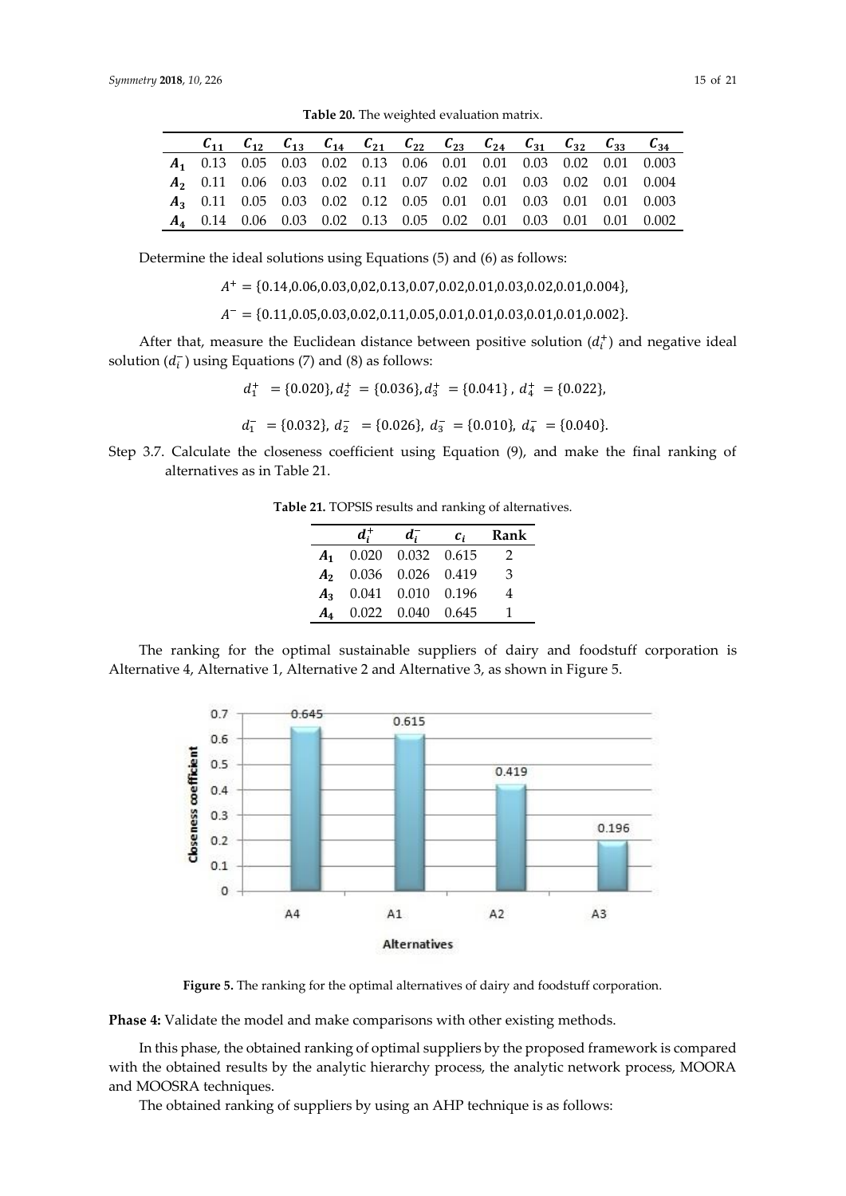**Table 20.** The weighted evaluation matrix.

| | $C_{11}$ | $C_{12}$ | $C_{13}$ | $C_{14}$ | $C_{21}$ | $C_{22}$ | $C_{23}$ | $C_{24}$ | $C_{31}$ | $C_{32}$ | $C_{33}$ | $C_{34}$ |
|---|---|---|---|---|---|---|---|---|---|---|---|---|
| $A_1$ | 0.13 | 0.05 | 0.03 | 0.02 | 0.13 | 0.06 | 0.01 | 0.01 | 0.03 | 0.02 | 0.01 | 0.003 |
| $A_2$ | 0.11 | 0.06 | 0.03 | 0.02 | 0.11 | 0.07 | 0.02 | 0.01 | 0.03 | 0.02 | 0.01 | 0.004 |
| $A_3$ | 0.11 | 0.05 | 0.03 | 0.02 | 0.12 | 0.05 | 0.01 | 0.01 | 0.03 | 0.01 | 0.01 | 0.003 |
| $A_4$ | 0.14 | 0.06 | 0.03 | 0.02 | 0.13 | 0.05 | 0.02 | 0.01 | 0.03 | 0.01 | 0.01 | 0.002 |

Determine the ideal solutions using Equations (5) and (6) as follows:

$$A^{+} = \{0.14, 0.06, 0.03, 0{,}02, 0.13, 0.07, 0.02, 0.01, 0.03, 0.02, 0.01, 0.004\},$$

$$A^{-} = \{0.11, 0.05, 0.03, 0.02, 0.11, 0.05, 0.01, 0.01, 0.03, 0.01, 0.01, 0.002\}.$$

After that, measure the Euclidean distance between positive solution ($d_i^{+}$) and negative ideal solution ($d_i^{-}$) using Equations (7) and (8) as follows:

$$d_1^{+} = \{0.020\}, d_2^{+} = \{0.036\}, d_3^{+} = \{0.041\}, d_4^{+} = \{0.022\},$$

$$d_1^{-} = \{0.032\}, d_2^{-} = \{0.026\}, d_3^{-} = \{0.010\}, d_4^{-} = \{0.040\}.$$

Step 3.7. Calculate the closeness coefficient using Equation (9), and make the final ranking of alternatives as in Table 21.

**Table 21.** TOPSIS results and ranking of alternatives.

| | $d_i^{+}$ | $d_i^{-}$ | $c_i$ | Rank |
|---|---|---|---|---|
| $A_1$ | 0.020 | 0.032 | 0.615 | 2 |
| $A_2$ | 0.036 | 0.026 | 0.419 | 3 |
| $A_3$ | 0.041 | 0.010 | 0.196 | 4 |
| $A_4$ | 0.022 | 0.040 | 0.645 | 1 |

The ranking for the optimal sustainable suppliers of dairy and foodstuff corporation is Alternative 4, Alternative 1, Alternative 2 and Alternative 3, as shown in Figure 5.

**Figure 5.** The ranking for the optimal alternatives of dairy and foodstuff corporation.

**Phase 4:** Validate the model and make comparisons with other existing methods.

In this phase, the obtained ranking of optimal suppliers by the proposed framework is compared with the obtained results by the analytic hierarchy process, the analytic network process, MOORA and MOOSRA techniques.

The obtained ranking of suppliers by using an AHP technique is as follows: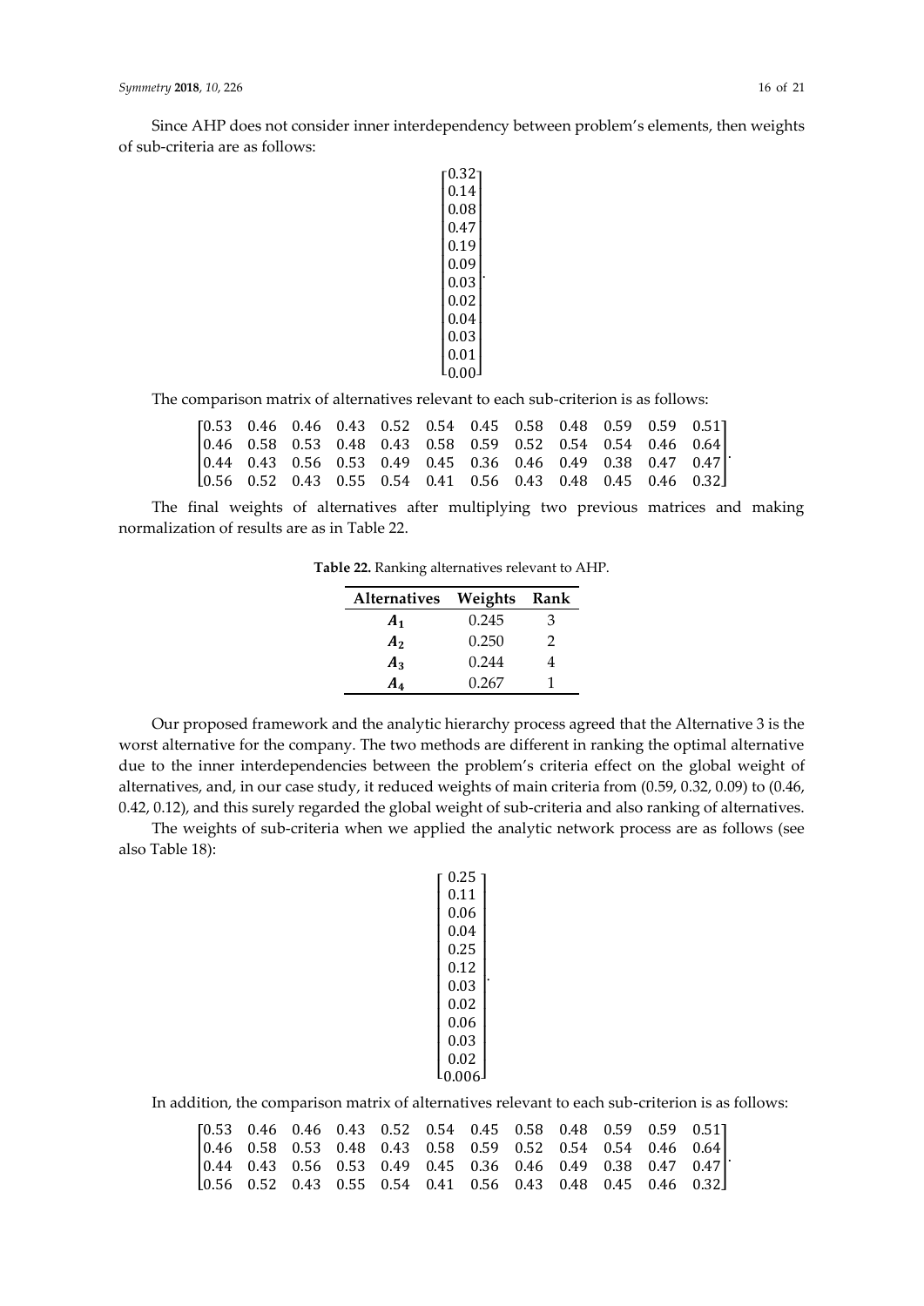Since AHP does not consider inner interdependency between problem's elements, then weights of sub-criteria are as follows:

$$\begin{bmatrix} 0.32 \\ 0.14 \\ 0.08 \\ 0.47 \\ 0.19 \\ 0.09 \\ 0.03 \\ 0.02 \\ 0.04 \\ 0.03 \\ 0.01 \\ 0.00 \end{bmatrix}.$$

The comparison matrix of alternatives relevant to each sub-criterion is as follows:

$$\begin{bmatrix} 0.53 & 0.46 & 0.46 & 0.43 & 0.52 & 0.54 & 0.45 & 0.58 & 0.48 & 0.59 & 0.59 & 0.51 \\ 0.46 & 0.58 & 0.53 & 0.48 & 0.43 & 0.58 & 0.59 & 0.52 & 0.54 & 0.54 & 0.46 & 0.64 \\ 0.44 & 0.43 & 0.56 & 0.53 & 0.49 & 0.45 & 0.36 & 0.46 & 0.49 & 0.38 & 0.47 & 0.47 \\ 0.56 & 0.52 & 0.43 & 0.55 & 0.54 & 0.41 & 0.56 & 0.43 & 0.48 & 0.45 & 0.46 & 0.32 \end{bmatrix}.$$

The final weights of alternatives after multiplying two previous matrices and making normalization of results are as in Table 22.

**Table 22.** Ranking alternatives relevant to AHP.

| Alternatives | Weights | Rank |
|---|---|---|
| $A_1$ | 0.245 | 3 |
| $A_2$ | 0.250 | 2 |
| $A_3$ | 0.244 | 4 |
| $A_4$ | 0.267 | 1 |

Our proposed framework and the analytic hierarchy process agreed that the Alternative 3 is the worst alternative for the company. The two methods are different in ranking the optimal alternative due to the inner interdependencies between the problem's criteria effect on the global weight of alternatives, and, in our case study, it reduced weights of main criteria from (0.59, 0.32, 0.09) to (0.46, 0.42, 0.12), and this surely regarded the global weight of sub-criteria and also ranking of alternatives.

The weights of sub-criteria when we applied the analytic network process are as follows (see also Table 18):

$$\begin{bmatrix} 0.25 \\ 0.11 \\ 0.06 \\ 0.04 \\ 0.25 \\ 0.12 \\ 0.03 \\ 0.02 \\ 0.06 \\ 0.03 \\ 0.02 \\ 0.006 \end{bmatrix}.$$

In addition, the comparison matrix of alternatives relevant to each sub-criterion is as follows:

$$\begin{bmatrix} 0.53 & 0.46 & 0.46 & 0.43 & 0.52 & 0.54 & 0.45 & 0.58 & 0.48 & 0.59 & 0.59 & 0.51 \\ 0.46 & 0.58 & 0.53 & 0.48 & 0.43 & 0.58 & 0.59 & 0.52 & 0.54 & 0.54 & 0.46 & 0.64 \\ 0.44 & 0.43 & 0.56 & 0.53 & 0.49 & 0.45 & 0.36 & 0.46 & 0.49 & 0.38 & 0.47 & 0.47 \\ 0.56 & 0.52 & 0.43 & 0.55 & 0.54 & 0.41 & 0.56 & 0.43 & 0.48 & 0.45 & 0.46 & 0.32 \end{bmatrix}.$$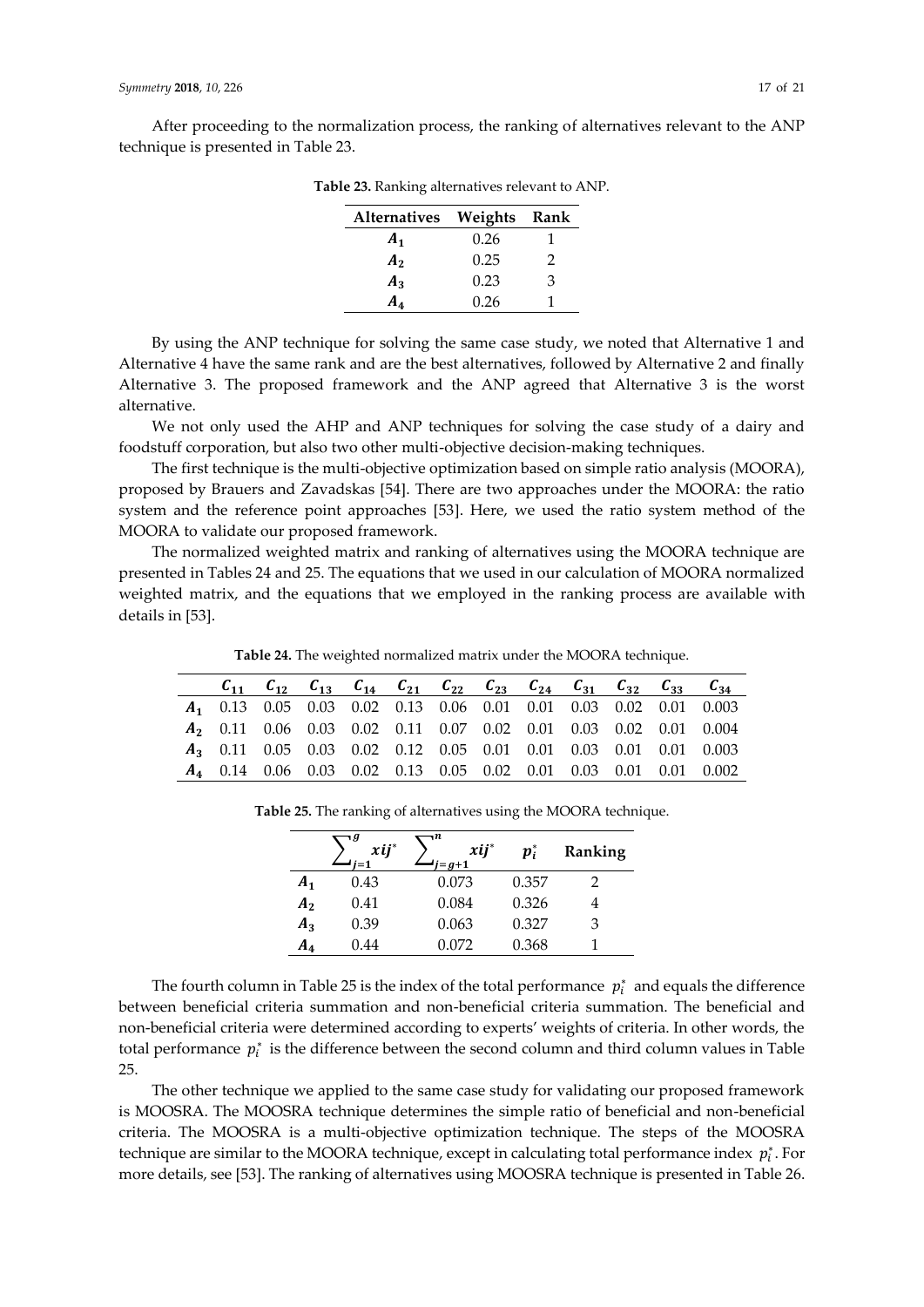After proceeding to the normalization process, the ranking of alternatives relevant to the ANP technique is presented in Table 23.

**Table 23.** Ranking alternatives relevant to ANP.

| Alternatives | Weights | Rank |
|---|---|---|
| $A_1$ | 0.26 | 1 |
| $A_2$ | 0.25 | 2 |
| $A_3$ | 0.23 | 3 |
| $A_4$ | 0.26 | 1 |

By using the ANP technique for solving the same case study, we noted that Alternative 1 and Alternative 4 have the same rank and are the best alternatives, followed by Alternative 2 and finally Alternative 3. The proposed framework and the ANP agreed that Alternative 3 is the worst alternative.

We not only used the AHP and ANP techniques for solving the case study of a dairy and foodstuff corporation, but also two other multi-objective decision-making techniques.

The first technique is the multi-objective optimization based on simple ratio analysis (MOORA), proposed by Brauers and Zavadskas [54]. There are two approaches under the MOORA: the ratio system and the reference point approaches [53]. Here, we used the ratio system method of the MOORA to validate our proposed framework.

The normalized weighted matrix and ranking of alternatives using the MOORA technique are presented in Tables 24 and 25. The equations that we used in our calculation of MOORA normalized weighted matrix, and the equations that we employed in the ranking process are available with details in [53].

**Table 24.** The weighted normalized matrix under the MOORA technique.

| | $C_{11}$ | $C_{12}$ | $C_{13}$ | $C_{14}$ | $C_{21}$ | $C_{22}$ | $C_{23}$ | $C_{24}$ | $C_{31}$ | $C_{32}$ | $C_{33}$ | $C_{34}$ |
|---|---|---|---|---|---|---|---|---|---|---|---|---|
| $A_1$ | 0.13 | 0.05 | 0.03 | 0.02 | 0.13 | 0.06 | 0.01 | 0.01 | 0.03 | 0.02 | 0.01 | 0.003 |
| $A_2$ | 0.11 | 0.06 | 0.03 | 0.02 | 0.11 | 0.07 | 0.02 | 0.01 | 0.03 | 0.02 | 0.01 | 0.004 |
| $A_3$ | 0.11 | 0.05 | 0.03 | 0.02 | 0.12 | 0.05 | 0.01 | 0.01 | 0.03 | 0.01 | 0.01 | 0.003 |
| $A_4$ | 0.14 | 0.06 | 0.03 | 0.02 | 0.13 | 0.05 | 0.02 | 0.01 | 0.03 | 0.01 | 0.01 | 0.002 |

**Table 25.** The ranking of alternatives using the MOORA technique.

| | $\sum_{j=1}^{g} xij^*$ | $\sum_{j=g+1}^{n} xij^*$ | $p_i^*$ | Ranking |
|---|---|---|---|---|
| $A_1$ | 0.43 | 0.073 | 0.357 | 2 |
| $A_2$ | 0.41 | 0.084 | 0.326 | 4 |
| $A_3$ | 0.39 | 0.063 | 0.327 | 3 |
| $A_4$ | 0.44 | 0.072 | 0.368 | 1 |

The fourth column in Table 25 is the index of the total performance $p_i^*$ and equals the difference between beneficial criteria summation and non-beneficial criteria summation. The beneficial and non-beneficial criteria were determined according to experts' weights of criteria. In other words, the total performance $p_i^*$ is the difference between the second column and third column values in Table 25.

The other technique we applied to the same case study for validating our proposed framework is MOOSRA. The MOOSRA technique determines the simple ratio of beneficial and non-beneficial criteria. The MOOSRA is a multi-objective optimization technique. The steps of the MOOSRA technique are similar to the MOORA technique, except in calculating total performance index $p_i^*$. For more details, see [53]. The ranking of alternatives using MOOSRA technique is presented in Table 26.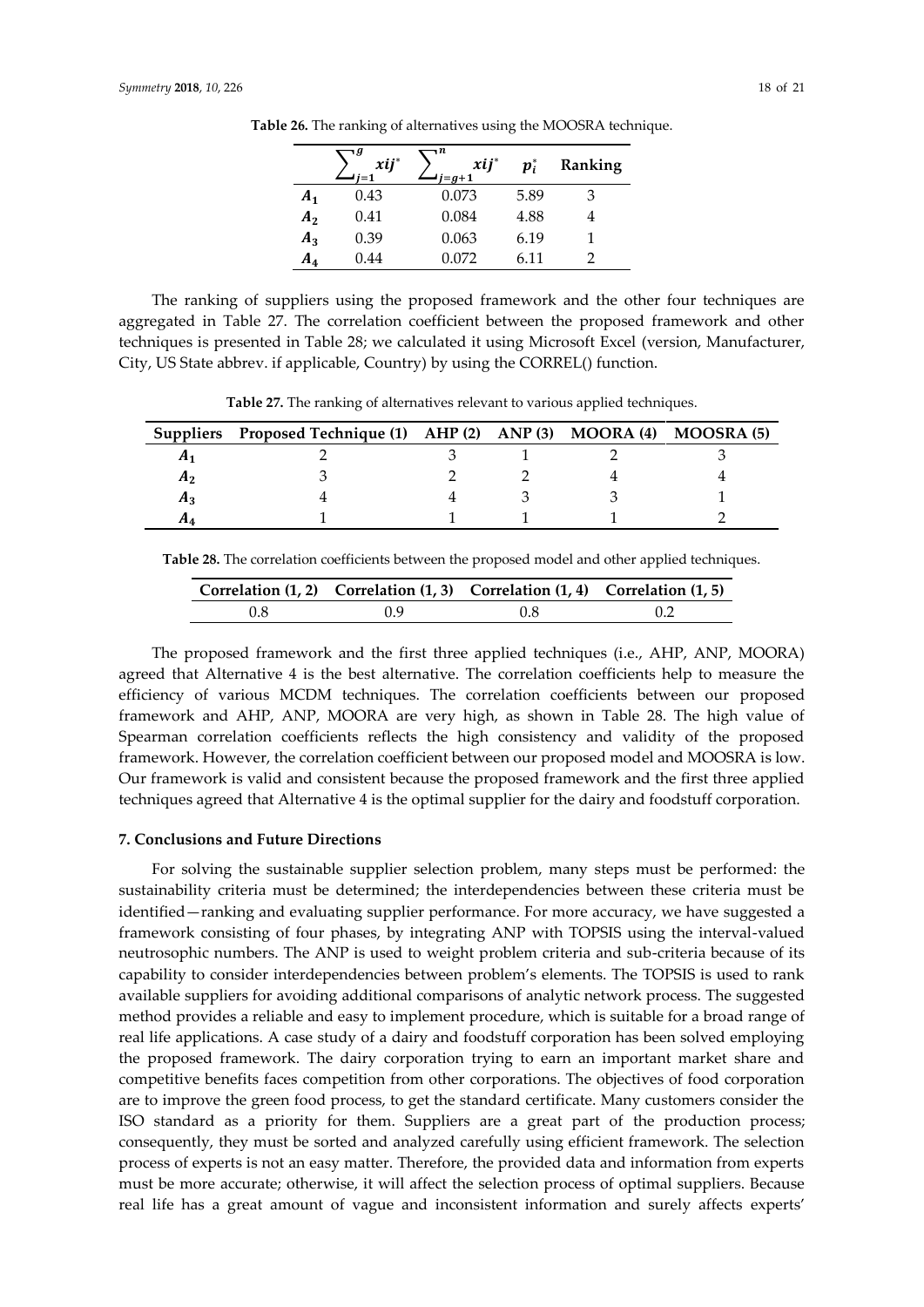**Table 26.** The ranking of alternatives using the MOOSRA technique.

| | $\sum_{j=1}^{g} xij^*$ | $\sum_{j=g+1}^{n} xij^*$ | $p_i^*$ | Ranking |
|---|---|---|---|---|
| $A_1$ | 0.43 | 0.073 | 5.89 | 3 |
| $A_2$ | 0.41 | 0.084 | 4.88 | 4 |
| $A_3$ | 0.39 | 0.063 | 6.19 | 1 |
| $A_4$ | 0.44 | 0.072 | 6.11 | 2 |

The ranking of suppliers using the proposed framework and the other four techniques are aggregated in Table 27. The correlation coefficient between the proposed framework and other techniques is presented in Table 28; we calculated it using Microsoft Excel (version, Manufacturer, City, US State abbrev. if applicable, Country) by using the CORREL() function.

**Table 27.** The ranking of alternatives relevant to various applied techniques.

| Suppliers | Proposed Technique (1) | AHP (2) | ANP (3) | MOORA (4) | MOOSRA (5) |
|---|---|---|---|---|---|
| $A_1$ | 2 | 3 | 1 | 2 | 3 |
| $A_2$ | 3 | 2 | 2 | 4 | 4 |
| $A_3$ | 4 | 4 | 3 | 3 | 1 |
| $A_4$ | 1 | 1 | 1 | 1 | 2 |

**Table 28.** The correlation coefficients between the proposed model and other applied techniques.

| Correlation (1, 2) | Correlation (1, 3) | Correlation (1, 4) | Correlation (1, 5) |
|---|---|---|---|
| 0.8 | 0.9 | 0.8 | 0.2 |

The proposed framework and the first three applied techniques (i.e., AHP, ANP, MOORA) agreed that Alternative 4 is the best alternative. The correlation coefficients help to measure the efficiency of various MCDM techniques. The correlation coefficients between our proposed framework and AHP, ANP, MOORA are very high, as shown in Table 28. The high value of Spearman correlation coefficients reflects the high consistency and validity of the proposed framework. However, the correlation coefficient between our proposed model and MOOSRA is low. Our framework is valid and consistent because the proposed framework and the first three applied techniques agreed that Alternative 4 is the optimal supplier for the dairy and foodstuff corporation.

## 7. Conclusions and Future Directions

For solving the sustainable supplier selection problem, many steps must be performed: the sustainability criteria must be determined; the interdependencies between these criteria must be identified—ranking and evaluating supplier performance. For more accuracy, we have suggested a framework consisting of four phases, by integrating ANP with TOPSIS using the interval-valued neutrosophic numbers. The ANP is used to weight problem criteria and sub-criteria because of its capability to consider interdependencies between problem's elements. The TOPSIS is used to rank available suppliers for avoiding additional comparisons of analytic network process. The suggested method provides a reliable and easy to implement procedure, which is suitable for a broad range of real life applications. A case study of a dairy and foodstuff corporation has been solved employing the proposed framework. The dairy corporation trying to earn an important market share and competitive benefits faces competition from other corporations. The objectives of food corporation are to improve the green food process, to get the standard certificate. Many customers consider the ISO standard as a priority for them. Suppliers are a great part of the production process; consequently, they must be sorted and analyzed carefully using efficient framework. The selection process of experts is not an easy matter. Therefore, the provided data and information from experts must be more accurate; otherwise, it will affect the selection process of optimal suppliers. Because real life has a great amount of vague and inconsistent information and surely affects experts'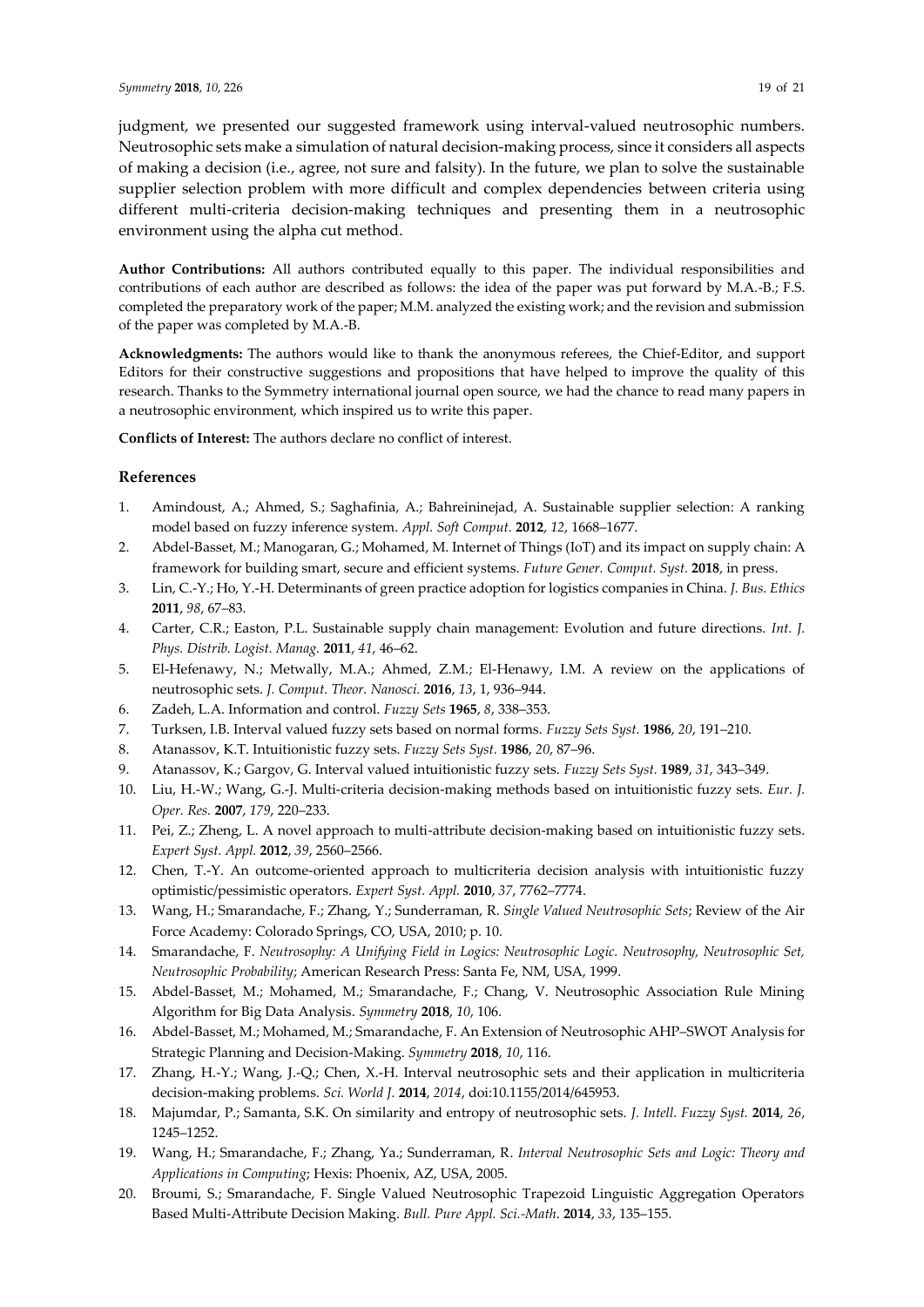judgment, we presented our suggested framework using interval-valued neutrosophic numbers. Neutrosophic sets make a simulation of natural decision-making process, since it considers all aspects of making a decision (i.e., agree, not sure and falsity). In the future, we plan to solve the sustainable supplier selection problem with more difficult and complex dependencies between criteria using different multi-criteria decision-making techniques and presenting them in a neutrosophic environment using the alpha cut method.

**Author Contributions:** All authors contributed equally to this paper. The individual responsibilities and contributions of each author are described as follows: the idea of the paper was put forward by M.A.-B.; F.S. completed the preparatory work of the paper; M.M. analyzed the existing work; and the revision and submission of the paper was completed by M.A.-B.

**Acknowledgments:** The authors would like to thank the anonymous referees, the Chief-Editor, and support Editors for their constructive suggestions and propositions that have helped to improve the quality of this research. Thanks to the Symmetry international journal open source, we had the chance to read many papers in a neutrosophic environment, which inspired us to write this paper.

**Conflicts of Interest:** The authors declare no conflict of interest.

## References

1. Amindoust, A.; Ahmed, S.; Saghafinia, A.; Bahreininejad, A. Sustainable supplier selection: A ranking model based on fuzzy inference system. *Appl. Soft Comput.* **2012**, *12*, 1668–1677.
2. Abdel-Basset, M.; Manogaran, G.; Mohamed, M. Internet of Things (IoT) and its impact on supply chain: A framework for building smart, secure and efficient systems. *Future Gener. Comput. Syst.* **2018**, in press.
3. Lin, C.-Y.; Ho, Y.-H. Determinants of green practice adoption for logistics companies in China. *J. Bus. Ethics* **2011**, *98*, 67–83.
4. Carter, C.R.; Easton, P.L. Sustainable supply chain management: Evolution and future directions. *Int. J. Phys. Distrib. Logist. Manag.* **2011**, *41*, 46–62.
5. El-Hefenawy, N.; Metwally, M.A.; Ahmed, Z.M.; El-Henawy, I.M. A review on the applications of neutrosophic sets. *J. Comput. Theor. Nanosci.* **2016**, *13*, 1, 936–944.
6. Zadeh, L.A. Information and control. *Fuzzy Sets* **1965**, *8*, 338–353.
7. Turksen, I.B. Interval valued fuzzy sets based on normal forms. *Fuzzy Sets Syst.* **1986**, *20*, 191–210.
8. Atanassov, K.T. Intuitionistic fuzzy sets. *Fuzzy Sets Syst.* **1986**, *20*, 87–96.
9. Atanassov, K.; Gargov, G. Interval valued intuitionistic fuzzy sets. *Fuzzy Sets Syst.* **1989**, *31*, 343–349.
10. Liu, H.-W.; Wang, G.-J. Multi-criteria decision-making methods based on intuitionistic fuzzy sets. *Eur. J. Oper. Res.* **2007**, *179*, 220–233.
11. Pei, Z.; Zheng, L. A novel approach to multi-attribute decision-making based on intuitionistic fuzzy sets. *Expert Syst. Appl.* **2012**, *39*, 2560–2566.
12. Chen, T.-Y. An outcome-oriented approach to multicriteria decision analysis with intuitionistic fuzzy optimistic/pessimistic operators. *Expert Syst. Appl.* **2010**, *37*, 7762–7774.
13. Wang, H.; Smarandache, F.; Zhang, Y.; Sunderraman, R. *Single Valued Neutrosophic Sets*; Review of the Air Force Academy: Colorado Springs, CO, USA, 2010; p. 10.
14. Smarandache, F. *Neutrosophy: A Unifying Field in Logics: Neutrosophic Logic. Neutrosophy, Neutrosophic Set, Neutrosophic Probability*; American Research Press: Santa Fe, NM, USA, 1999.
15. Abdel-Basset, M.; Mohamed, M.; Smarandache, F.; Chang, V. Neutrosophic Association Rule Mining Algorithm for Big Data Analysis. *Symmetry* **2018**, *10*, 106.
16. Abdel-Basset, M.; Mohamed, M.; Smarandache, F. An Extension of Neutrosophic AHP–SWOT Analysis for Strategic Planning and Decision-Making. *Symmetry* **2018**, *10*, 116.
17. Zhang, H.-Y.; Wang, J.-Q.; Chen, X.-H. Interval neutrosophic sets and their application in multicriteria decision-making problems. *Sci. World J.* **2014**, *2014*, doi:10.1155/2014/645953.
18. Majumdar, P.; Samanta, S.K. On similarity and entropy of neutrosophic sets. *J. Intell. Fuzzy Syst.* **2014**, *26*, 1245–1252.
19. Wang, H.; Smarandache, F.; Zhang, Ya.; Sunderraman, R. *Interval Neutrosophic Sets and Logic: Theory and Applications in Computing*; Hexis: Phoenix, AZ, USA, 2005.
20. Broumi, S.; Smarandache, F. Single Valued Neutrosophic Trapezoid Linguistic Aggregation Operators Based Multi-Attribute Decision Making. *Bull. Pure Appl. Sci.-Math.* **2014**, *33*, 135–155.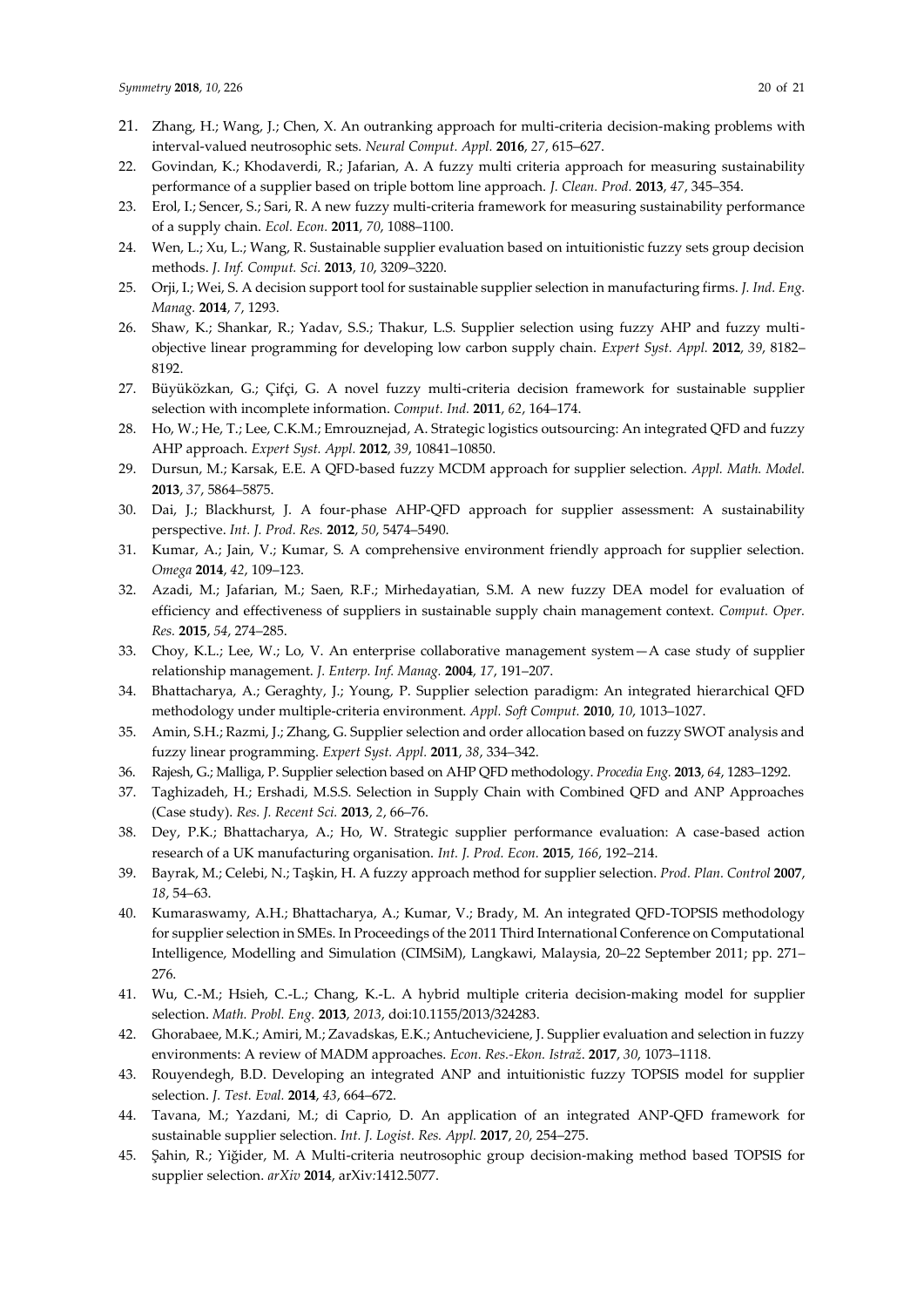21. Zhang, H.; Wang, J.; Chen, X. An outranking approach for multi-criteria decision-making problems with interval-valued neutrosophic sets. *Neural Comput. Appl.* **2016**, *27*, 615–627.
22. Govindan, K.; Khodaverdi, R.; Jafarian, A. A fuzzy multi criteria approach for measuring sustainability performance of a supplier based on triple bottom line approach. *J. Clean. Prod.* **2013**, *47*, 345–354.
23. Erol, I.; Sencer, S.; Sari, R. A new fuzzy multi-criteria framework for measuring sustainability performance of a supply chain. *Ecol. Econ.* **2011**, *70*, 1088–1100.
24. Wen, L.; Xu, L.; Wang, R. Sustainable supplier evaluation based on intuitionistic fuzzy sets group decision methods. *J. Inf. Comput. Sci.* **2013**, *10*, 3209–3220.
25. Orji, I.; Wei, S. A decision support tool for sustainable supplier selection in manufacturing firms. *J. Ind. Eng. Manag.* **2014**, *7*, 1293.
26. Shaw, K.; Shankar, R.; Yadav, S.S.; Thakur, L.S. Supplier selection using fuzzy AHP and fuzzy multi-objective linear programming for developing low carbon supply chain. *Expert Syst. Appl.* **2012**, *39*, 8182–8192.
27. Büyüközkan, G.; Çifçi, G. A novel fuzzy multi-criteria decision framework for sustainable supplier selection with incomplete information. *Comput. Ind.* **2011**, *62*, 164–174.
28. Ho, W.; He, T.; Lee, C.K.M.; Emrouznejad, A. Strategic logistics outsourcing: An integrated QFD and fuzzy AHP approach. *Expert Syst. Appl.* **2012**, *39*, 10841–10850.
29. Dursun, M.; Karsak, E.E. A QFD-based fuzzy MCDM approach for supplier selection. *Appl. Math. Model.* **2013**, *37*, 5864–5875.
30. Dai, J.; Blackhurst, J. A four-phase AHP-QFD approach for supplier assessment: A sustainability perspective. *Int. J. Prod. Res.* **2012**, *50*, 5474–5490.
31. Kumar, A.; Jain, V.; Kumar, S. A comprehensive environment friendly approach for supplier selection. *Omega* **2014**, *42*, 109–123.
32. Azadi, M.; Jafarian, M.; Saen, R.F.; Mirhedayatian, S.M. A new fuzzy DEA model for evaluation of efficiency and effectiveness of suppliers in sustainable supply chain management context. *Comput. Oper. Res.* **2015**, *54*, 274–285.
33. Choy, K.L.; Lee, W.; Lo, V. An enterprise collaborative management system—A case study of supplier relationship management. *J. Enterp. Inf. Manag.* **2004**, *17*, 191–207.
34. Bhattacharya, A.; Geraghty, J.; Young, P. Supplier selection paradigm: An integrated hierarchical QFD methodology under multiple-criteria environment. *Appl. Soft Comput.* **2010**, *10*, 1013–1027.
35. Amin, S.H.; Razmi, J.; Zhang, G. Supplier selection and order allocation based on fuzzy SWOT analysis and fuzzy linear programming. *Expert Syst. Appl.* **2011**, *38*, 334–342.
36. Rajesh, G.; Malliga, P. Supplier selection based on AHP QFD methodology. *Procedia Eng.* **2013**, *64*, 1283–1292.
37. Taghizadeh, H.; Ershadi, M.S.S. Selection in Supply Chain with Combined QFD and ANP Approaches (Case study). *Res. J. Recent Sci.* **2013**, *2*, 66–76.
38. Dey, P.K.; Bhattacharya, A.; Ho, W. Strategic supplier performance evaluation: A case-based action research of a UK manufacturing organisation. *Int. J. Prod. Econ.* **2015**, *166*, 192–214.
39. Bayrak, M.; Celebi, N.; Taşkin, H. A fuzzy approach method for supplier selection. *Prod. Plan. Control* **2007**, *18*, 54–63.
40. Kumaraswamy, A.H.; Bhattacharya, A.; Kumar, V.; Brady, M. An integrated QFD-TOPSIS methodology for supplier selection in SMEs. In Proceedings of the 2011 Third International Conference on Computational Intelligence, Modelling and Simulation (CIMSiM), Langkawi, Malaysia, 20–22 September 2011; pp. 271–276.
41. Wu, C.-M.; Hsieh, C.-L.; Chang, K.-L. A hybrid multiple criteria decision-making model for supplier selection. *Math. Probl. Eng.* **2013**, *2013*, doi:10.1155/2013/324283.
42. Ghorabaee, M.K.; Amiri, M.; Zavadskas, E.K.; Antucheviciene, J. Supplier evaluation and selection in fuzzy environments: A review of MADM approaches. *Econ. Res.-Ekon. Istraž.* **2017**, *30*, 1073–1118.
43. Rouyendegh, B.D. Developing an integrated ANP and intuitionistic fuzzy TOPSIS model for supplier selection. *J. Test. Eval.* **2014**, *43*, 664–672.
44. Tavana, M.; Yazdani, M.; di Caprio, D. An application of an integrated ANP-QFD framework for sustainable supplier selection. *Int. J. Logist. Res. Appl.* **2017**, *20*, 254–275.
45. Şahin, R.; Yiğider, M. A Multi-criteria neutrosophic group decision-making method based TOPSIS for supplier selection. *arXiv* **2014**, arXiv:1412.5077.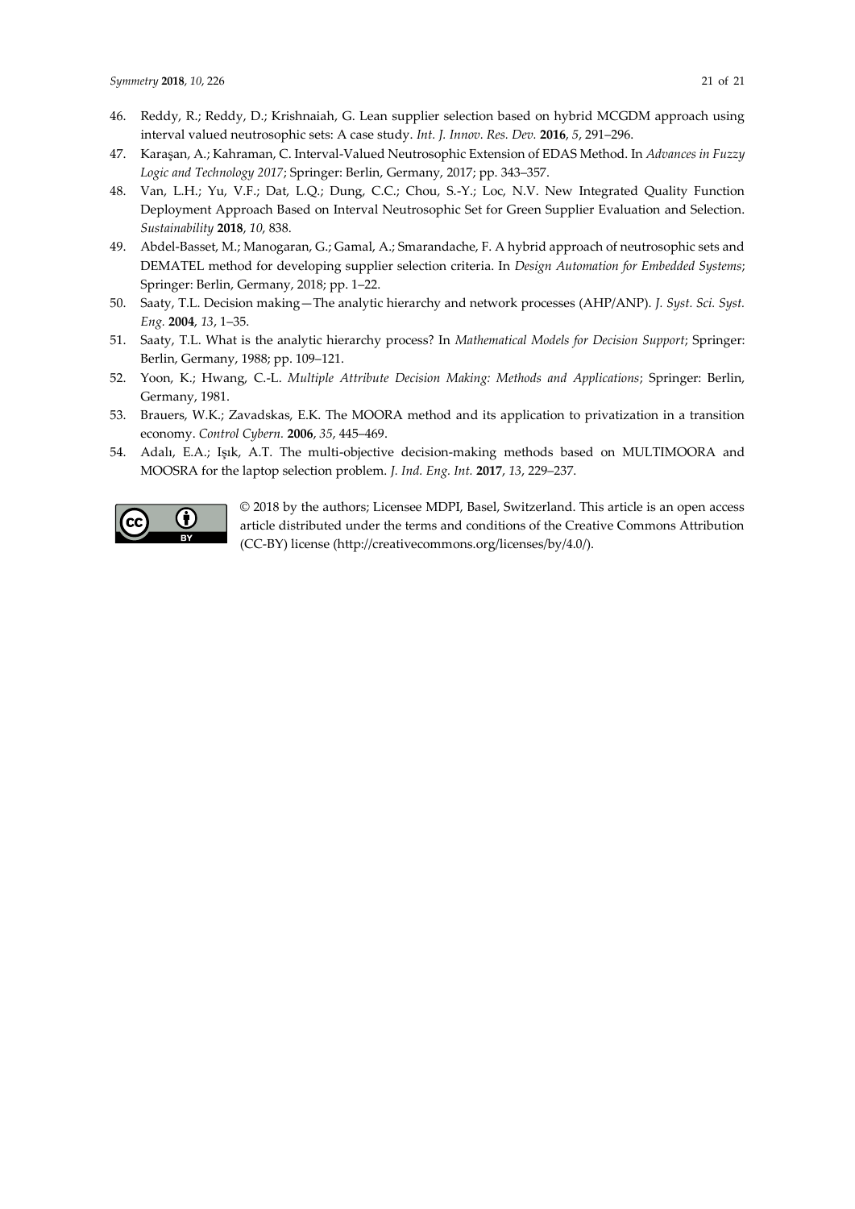46. Reddy, R.; Reddy, D.; Krishnaiah, G. Lean supplier selection based on hybrid MCGDM approach using interval valued neutrosophic sets: A case study. *Int. J. Innov. Res. Dev.* **2016**, *5*, 291–296.
47. Karaşan, A.; Kahraman, C. Interval-Valued Neutrosophic Extension of EDAS Method. In *Advances in Fuzzy Logic and Technology 2017*; Springer: Berlin, Germany, 2017; pp. 343–357.
48. Van, L.H.; Yu, V.F.; Dat, L.Q.; Dung, C.C.; Chou, S.-Y.; Loc, N.V. New Integrated Quality Function Deployment Approach Based on Interval Neutrosophic Set for Green Supplier Evaluation and Selection. *Sustainability* **2018**, *10*, 838.
49. Abdel-Basset, M.; Manogaran, G.; Gamal, A.; Smarandache, F. A hybrid approach of neutrosophic sets and DEMATEL method for developing supplier selection criteria. In *Design Automation for Embedded Systems*; Springer: Berlin, Germany, 2018; pp. 1–22.
50. Saaty, T.L. Decision making—The analytic hierarchy and network processes (AHP/ANP). *J. Syst. Sci. Syst. Eng.* **2004**, *13*, 1–35.
51. Saaty, T.L. What is the analytic hierarchy process? In *Mathematical Models for Decision Support*; Springer: Berlin, Germany, 1988; pp. 109–121.
52. Yoon, K.; Hwang, C.-L. *Multiple Attribute Decision Making: Methods and Applications*; Springer: Berlin, Germany, 1981.
53. Brauers, W.K.; Zavadskas, E.K. The MOORA method and its application to privatization in a transition economy. *Control Cybern.* **2006**, *35*, 445–469.
54. Adalı, E.A.; Işık, A.T. The multi-objective decision-making methods based on MULTIMOORA and MOOSRA for the laptop selection problem. *J. Ind. Eng. Int.* **2017**, *13*, 229–237.

© 2018 by the authors; Licensee MDPI, Basel, Switzerland. This article is an open access article distributed under the terms and conditions of the Creative Commons Attribution (CC-BY) license (http://creativecommons.org/licenses/by/4.0/).